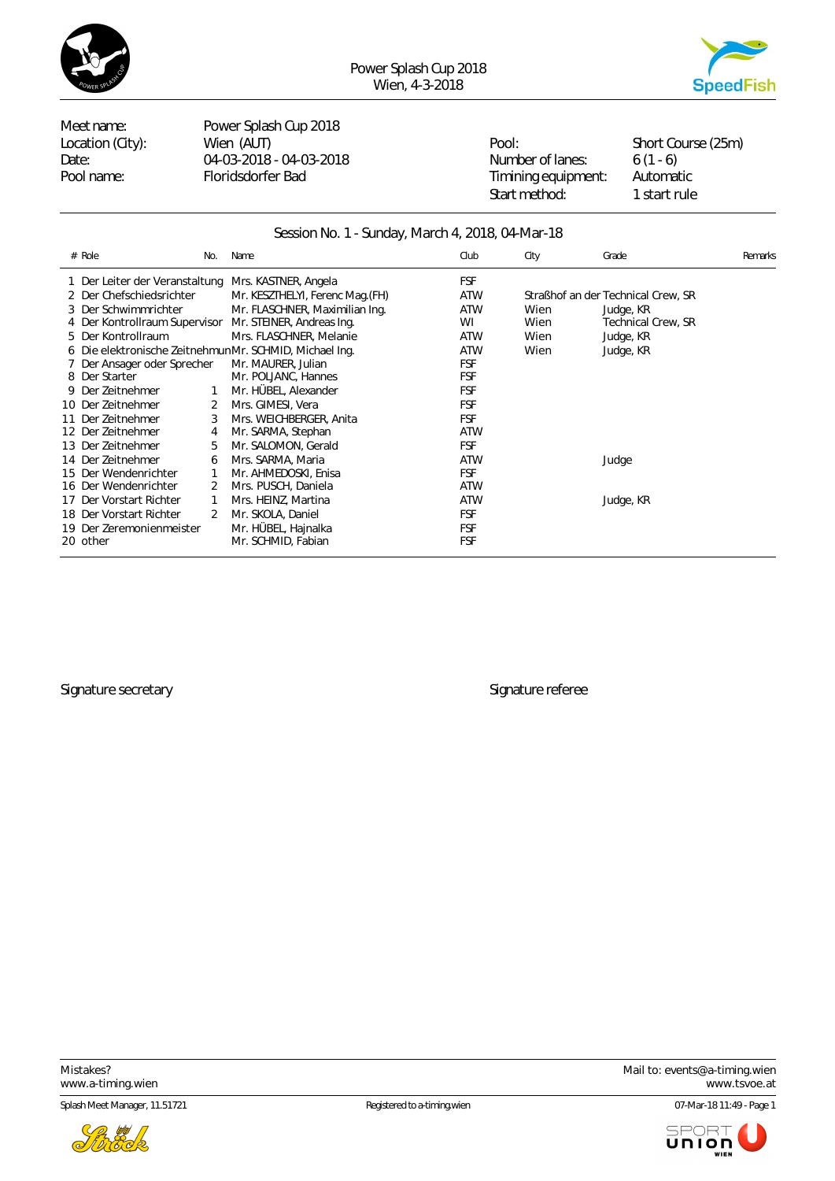Power Splash Cup 2018
Wien, 4-3-2018

| | | | |
|---|---|---|---|
| Meet name: | Power Splash Cup 2018 | | |
| Location (City): | Wien (AUT) | Pool: | Short Course (25m) |
| Date: | 04-03-2018 - 04-03-2018 | Number of lanes: | 6 (1 - 6) |
| Pool name: | Floridsdorfer Bad | Timing equipment: | Automatic |
| | | Start method: | 1 start rule |

## Session No. 1 - Sunday, March 4, 2018, 04-Mar-18

| # | Role | No. | Name | Club | City | Grade | Remarks |
|---|---|---|---|---|---|---|---|
| 1 | Der Leiter der Veranstaltung | | Mrs. KASTNER, Angela | FSF | | | |
| 2 | Der Chefschiedsrichter | | Mr. KESZTHELYI, Ferenc Mag.(FH) | ATW | Straßhof an der | Technical Crew, SR | |
| 3 | Der Schwimmrichter | | Mr. FLASCHNER, Maximilian Ing. | ATW | Wien | Judge, KR | |
| 4 | Der Kontrollraum Supervisor | | Mr. STEINER, Andreas Ing. | WI | Wien | Technical Crew, SR | |
| 5 | Der Kontrollraum | | Mrs. FLASCHNER, Melanie | ATW | Wien | Judge, KR | |
| 6 | Die elektronische Zeitnehmun | | Mr. SCHMID, Michael Ing. | ATW | Wien | Judge, KR | |
| 7 | Der Ansager oder Sprecher | | Mr. MAURER, Julian | FSF | | | |
| 8 | Der Starter | | Mr. POLJANC, Hannes | FSF | | | |
| 9 | Der Zeitnehmer | 1 | Mr. HÜBEL, Alexander | FSF | | | |
| 10 | Der Zeitnehmer | 2 | Mrs. GIMESI, Vera | FSF | | | |
| 11 | Der Zeitnehmer | 3 | Mrs. WEICHBERGER, Anita | FSF | | | |
| 12 | Der Zeitnehmer | 4 | Mr. SARMA, Stephan | ATW | | | |
| 13 | Der Zeitnehmer | 5 | Mr. SALOMON, Gerald | FSF | | | |
| 14 | Der Zeitnehmer | 6 | Mrs. SARMA, Maria | ATW | | Judge | |
| 15 | Der Wendenrichter | 1 | Mr. AHMEDOSKI, Enisa | FSF | | | |
| 16 | Der Wendenrichter | 2 | Mrs. PUSCH, Daniela | ATW | | | |
| 17 | Der Vorstart Richter | 1 | Mrs. HEINZ, Martina | ATW | | Judge, KR | |
| 18 | Der Vorstart Richter | 2 | Mr. SKOLA, Daniel | FSF | | | |
| 19 | Der Zeremonienmeister | | Mr. HÜBEL, Hajnalka | FSF | | | |
| 20 | other | | Mr. SCHMID, Fabian | FSF | | | |

Signature secretary

Signature referee

Mistakes?
www.a-timing.wien

Mail to: events@a-timing.wien
www.tsvoe.at

Splash Meet Manager, 11.51721 Registered to a-timing.wien 07-Mar-18 11:49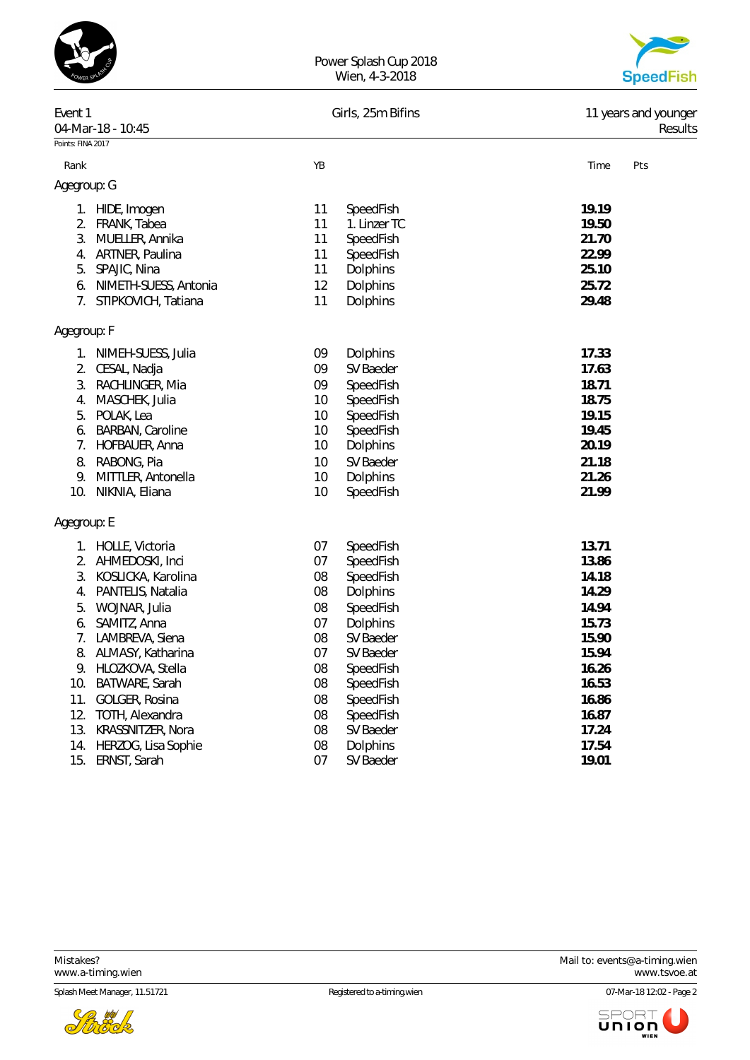Power Splash Cup 2018
Wien, 4-3-2018

| Event 1 | Girls, 25m Bifins | 11 years and younger |
|---|---|---|
| 04-Mar-18 - 10:45 | | Results |

Points: FINA 2017

| Rank | | YB | | Time | Pts |
|---|---|---|---|---|---|
| **Agegroup: G** | | | | | |
| 1. | HIDE, Imogen | 11 | SpeedFish | **19.19** | |
| 2. | FRANK, Tabea | 11 | 1. Linzer TC | **19.50** | |
| 3. | MUELLER, Annika | 11 | SpeedFish | **21.70** | |
| 4. | ARTNER, Paulina | 11 | SpeedFish | **22.99** | |
| 5. | SPAJIC, Nina | 11 | Dolphins | **25.10** | |
| 6. | NIMETH-SUESS, Antonia | 12 | Dolphins | **25.72** | |
| 7. | STIPKOVICH, Tatiana | 11 | Dolphins | **29.48** | |
| **Agegroup: F** | | | | | |
| 1. | NIMEH-SUESS, Julia | 09 | Dolphins | **17.33** | |
| 2. | CESAL, Nadja | 09 | SV Baeder | **17.63** | |
| 3. | RACHLINGER, Mia | 09 | SpeedFish | **18.71** | |
| 4. | MASCHEK, Julia | 10 | SpeedFish | **18.75** | |
| 5. | POLAK, Lea | 10 | SpeedFish | **19.15** | |
| 6. | BARBAN, Caroline | 10 | SpeedFish | **19.45** | |
| 7. | HOFBAUER, Anna | 10 | Dolphins | **20.19** | |
| 8. | RABONG, Pia | 10 | SV Baeder | **21.18** | |
| 9. | MITTLER, Antonella | 10 | Dolphins | **21.26** | |
| 10. | NIKNIA, Eliana | 10 | SpeedFish | **21.99** | |
| **Agegroup: E** | | | | | |
| 1. | HOLLE, Victoria | 07 | SpeedFish | **13.71** | |
| 2. | AHMEDOSKI, Inci | 07 | SpeedFish | **13.86** | |
| 3. | KOSLICKA, Karolina | 08 | SpeedFish | **14.18** | |
| 4. | PANTELIS, Natalia | 08 | Dolphins | **14.29** | |
| 5. | WOJNAR, Julia | 08 | SpeedFish | **14.94** | |
| 6. | SAMITZ, Anna | 07 | Dolphins | **15.73** | |
| 7. | LAMBREVA, Siena | 08 | SV Baeder | **15.90** | |
| 8. | ALMASY, Katharina | 07 | SV Baeder | **15.94** | |
| 9. | HLOZKOVA, Stella | 08 | SpeedFish | **16.26** | |
| 10. | BATWARE, Sarah | 08 | SpeedFish | **16.53** | |
| 11. | GOLGER, Rosina | 08 | SpeedFish | **16.86** | |
| 12. | TOTH, Alexandra | 08 | SpeedFish | **16.87** | |
| 13. | KRASSNITZER, Nora | 08 | SV Baeder | **17.24** | |
| 14. | HERZOG, Lisa Sophie | 08 | Dolphins | **17.54** | |
| 15. | ERNST, Sarah | 07 | SV Baeder | **19.01** | |

Mistakes? Mail to: events@a-timing.wien
www.a-timing.wien www.tsvoe.at

Splash Meet Manager, 11.51721 — Registered to a-timing.wien — 07-Mar-18 12:02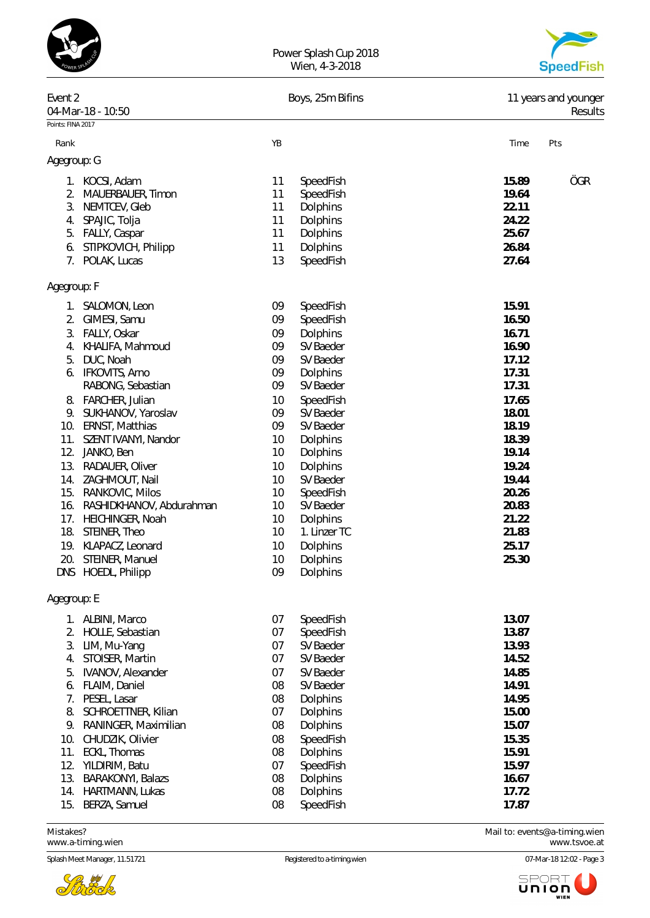Power Splash Cup 2018
Wien, 4-3-2018

Event 2 — Boys, 25m Bifins — 11 years and younger
04-Mar-18 - 10:50 — Results

Points: FINA 2017

## Agegroup: G

| Rank | Name | YB | Club | Time | Pts |
|---|---|---|---|---|---|
| 1. | KOCSI, Adam | 11 | SpeedFish | **15.89** | ÖGR |
| 2. | MAUERBAUER, Timon | 11 | SpeedFish | **19.64** | |
| 3. | NEMTCEV, Gleb | 11 | Dolphins | **22.11** | |
| 4. | SPAJIC, Tolja | 11 | Dolphins | **24.22** | |
| 5. | FALLY, Caspar | 11 | Dolphins | **25.67** | |
| 6. | STIPKOVICH, Philipp | 11 | Dolphins | **26.84** | |
| 7. | POLAK, Lucas | 13 | SpeedFish | **27.64** | |

## Agegroup: F

| Rank | Name | YB | Club | Time | Pts |
|---|---|---|---|---|---|
| 1. | SALOMON, Leon | 09 | SpeedFish | **15.91** | |
| 2. | GIMESI, Samu | 09 | SpeedFish | **16.50** | |
| 3. | FALLY, Oskar | 09 | Dolphins | **16.71** | |
| 4. | KHALIFA, Mahmoud | 09 | SV Baeder | **16.90** | |
| 5. | DUC, Noah | 09 | SV Baeder | **17.12** | |
| 6. | IFKOVITS, Arno | 09 | Dolphins | **17.31** | |
| | RABONG, Sebastian | 09 | SV Baeder | **17.31** | |
| 8. | FARCHER, Julian | 10 | SpeedFish | **17.65** | |
| 9. | SUKHANOV, Yaroslav | 09 | SV Baeder | **18.01** | |
| 10. | ERNST, Matthias | 09 | SV Baeder | **18.19** | |
| 11. | SZENT IVANYI, Nandor | 10 | Dolphins | **18.39** | |
| 12. | JANKO, Ben | 10 | Dolphins | **19.14** | |
| 13. | RADAUER, Oliver | 10 | Dolphins | **19.24** | |
| 14. | ZAGHMOUT, Nail | 10 | SV Baeder | **19.44** | |
| 15. | RANKOVIC, Milos | 10 | SpeedFish | **20.26** | |
| 16. | RASHIDKHANOV, Abdurahman | 10 | SV Baeder | **20.83** | |
| 17. | HEICHINGER, Noah | 10 | Dolphins | **21.22** | |
| 18. | STEINER, Theo | 10 | 1. Linzer TC | **21.83** | |
| 19. | KLAPACZ, Leonard | 10 | Dolphins | **25.17** | |
| 20. | STEINER, Manuel | 10 | Dolphins | **25.30** | |
| DNS | HOEDL, Philipp | 09 | Dolphins | | |

## Agegroup: E

| Rank | Name | YB | Club | Time | Pts |
|---|---|---|---|---|---|
| 1. | ALBINI, Marco | 07 | SpeedFish | **13.07** | |
| 2. | HOLLE, Sebastian | 07 | SpeedFish | **13.87** | |
| 3. | LIM, Mu-Yang | 07 | SV Baeder | **13.93** | |
| 4. | STOISER, Martin | 07 | SV Baeder | **14.52** | |
| 5. | IVANOV, Alexander | 07 | SV Baeder | **14.85** | |
| 6. | FLAIM, Daniel | 08 | SV Baeder | **14.91** | |
| 7. | PESEL, Lasar | 08 | Dolphins | **14.95** | |
| 8. | SCHROETTNER, Kilian | 07 | Dolphins | **15.00** | |
| 9. | RANINGER, Maximilian | 08 | Dolphins | **15.07** | |
| 10. | CHUDZIK, Olivier | 08 | SpeedFish | **15.35** | |
| 11. | ECKL, Thomas | 08 | Dolphins | **15.91** | |
| 12. | YILDIRIM, Batu | 07 | SpeedFish | **15.97** | |
| 13. | BARAKONYI, Balazs | 08 | Dolphins | **16.67** | |
| 14. | HARTMANN, Lukas | 08 | Dolphins | **17.72** | |
| 15. | BERZA, Samuel | 08 | SpeedFish | **17.87** | |

Mistakes? Mail to: events@a-timing.wien
www.a-timing.wien — www.tsvoe.at

Splash Meet Manager, 11.51721 — Registered to a-timing.wien — 07-Mar-18 12:02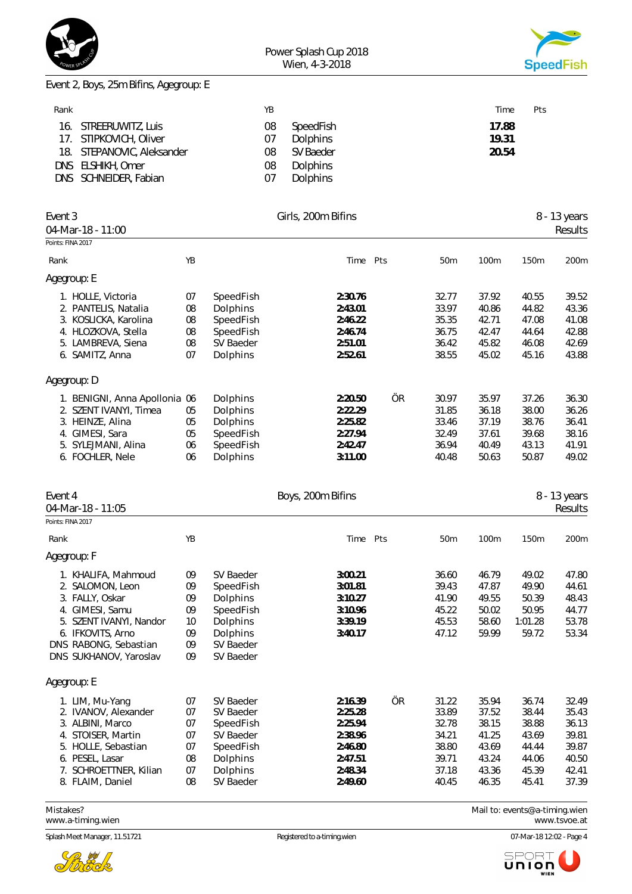Event 2, Boys, 25m Bifins, Agegroup: E

| Rank | | YB | | Time | Pts |
|---|---|---|---|---|---|
| 16. | STREERUWITZ, Luis | 08 | SpeedFish | **17.88** | |
| 17. | STIPKOVICH, Oliver | 07 | Dolphins | **19.31** | |
| 18. | STEPANOVIC, Aleksander | 08 | SV Baeder | **20.54** | |
| DNS | ELSHIKH, Omer | 08 | Dolphins | | |
| DNS | SCHNEIDER, Fabian | 07 | Dolphins | | |

## Event 3 — Girls, 200m Bifins — 8 - 13 years

04-Mar-18 - 11:00 — Results

Points: FINA 2017

| Rank | | YB | | Time | Pts | 50m | 100m | 150m | 200m |
|---|---|---|---|---|---|---|---|---|---|
| **Agegroup: E** | | | | | | | | | |
| 1. | HOLLE, Victoria | 07 | SpeedFish | **2:30.76** | | 32.77 | 37.92 | 40.55 | 39.52 |
| 2. | PANTELIS, Natalia | 08 | Dolphins | **2:43.01** | | 33.97 | 40.86 | 44.82 | 43.36 |
| 3. | KOSLICKA, Karolina | 08 | SpeedFish | **2:46.22** | | 35.35 | 42.71 | 47.08 | 41.08 |
| 4. | HLOZKOVA, Stella | 08 | SpeedFish | **2:46.74** | | 36.75 | 42.47 | 44.64 | 42.88 |
| 5. | LAMBREVA, Siena | 08 | SV Baeder | **2:51.01** | | 36.42 | 45.82 | 46.08 | 42.69 |
| 6. | SAMITZ, Anna | 07 | Dolphins | **2:52.61** | | 38.55 | 45.02 | 45.16 | 43.88 |
| **Agegroup: D** | | | | | | | | | |
| 1. | BENIGNI, Anna Apollonia | 06 | Dolphins | **2:20.50** | ÖR | 30.97 | 35.97 | 37.26 | 36.30 |
| 2. | SZENT IVANYI, Timea | 05 | Dolphins | **2:22.29** | | 31.85 | 36.18 | 38.00 | 36.26 |
| 3. | HEINZE, Alina | 05 | Dolphins | **2:25.82** | | 33.46 | 37.19 | 38.76 | 36.41 |
| 4. | GIMESI, Sara | 05 | SpeedFish | **2:27.94** | | 32.49 | 37.61 | 39.68 | 38.16 |
| 5. | SYLEJMANI, Alina | 06 | SpeedFish | **2:42.47** | | 36.94 | 40.49 | 43.13 | 41.91 |
| 6. | FOCHLER, Nele | 06 | Dolphins | **3:11.00** | | 40.48 | 50.63 | 50.87 | 49.02 |

## Event 4 — Boys, 200m Bifins — 8 - 13 years

04-Mar-18 - 11:05 — Results

Points: FINA 2017

| Rank | | YB | | Time | Pts | 50m | 100m | 150m | 200m |
|---|---|---|---|---|---|---|---|---|---|
| **Agegroup: F** | | | | | | | | | |
| 1. | KHALIFA, Mahmoud | 09 | SV Baeder | **3:00.21** | | 36.60 | 46.79 | 49.02 | 47.80 |
| 2. | SALOMON, Leon | 09 | SpeedFish | **3:01.81** | | 39.43 | 47.87 | 49.90 | 44.61 |
| 3. | FALLY, Oskar | 09 | Dolphins | **3:10.27** | | 41.90 | 49.55 | 50.39 | 48.43 |
| 4. | GIMESI, Samu | 09 | SpeedFish | **3:10.96** | | 45.22 | 50.02 | 50.95 | 44.77 |
| 5. | SZENT IVANYI, Nandor | 10 | Dolphins | **3:39.19** | | 45.53 | 58.60 | 1:01.28 | 53.78 |
| 6. | IFKOVITS, Arno | 09 | Dolphins | **3:40.17** | | 47.12 | 59.99 | 59.72 | 53.34 |
| DNS | RABONG, Sebastian | 09 | SV Baeder | | | | | | |
| DNS | SUKHANOV, Yaroslav | 09 | SV Baeder | | | | | | |
| **Agegroup: E** | | | | | | | | | |
| 1. | LIM, Mu-Yang | 07 | SV Baeder | **2:16.39** | ÖR | 31.22 | 35.94 | 36.74 | 32.49 |
| 2. | IVANOV, Alexander | 07 | SV Baeder | **2:25.28** | | 33.89 | 37.52 | 38.44 | 35.43 |
| 3. | ALBINI, Marco | 07 | SpeedFish | **2:25.94** | | 32.78 | 38.15 | 38.88 | 36.13 |
| 4. | STOISER, Martin | 07 | SV Baeder | **2:38.96** | | 34.21 | 41.25 | 43.69 | 39.81 |
| 5. | HOLLE, Sebastian | 07 | SpeedFish | **2:46.80** | | 38.80 | 43.69 | 44.44 | 39.87 |
| 6. | PESEL, Lasar | 08 | Dolphins | **2:47.51** | | 39.71 | 43.24 | 44.06 | 40.50 |
| 7. | SCHROETTNER, Kilian | 07 | Dolphins | **2:48.34** | | 37.18 | 43.36 | 45.39 | 42.41 |
| 8. | FLAIM, Daniel | 08 | SV Baeder | **2:49.60** | | 40.45 | 46.35 | 45.41 | 37.39 |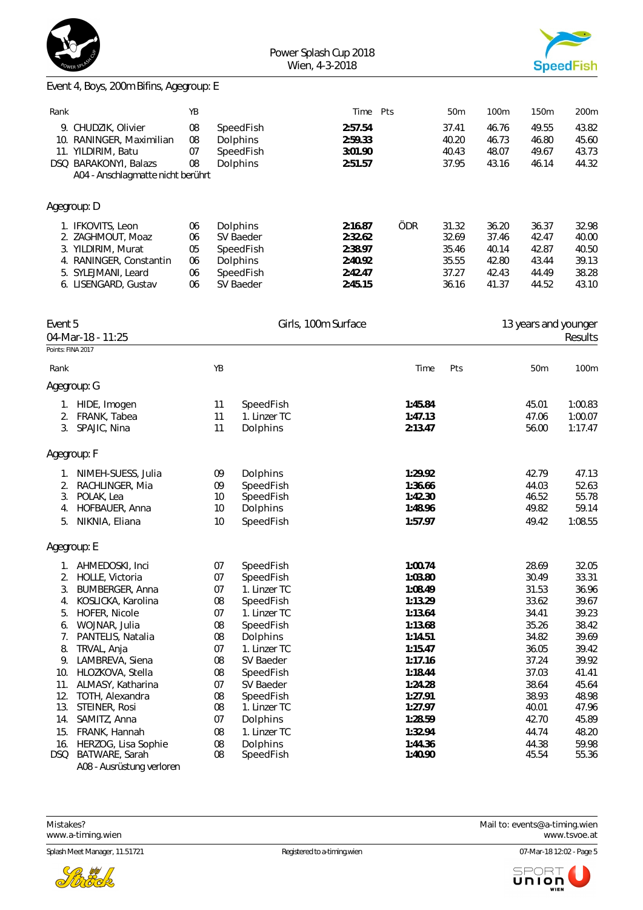Event 4, Boys, 200m Bifins, Agegroup: E

| Rank | | YB | | Time | Pts | 50m | 100m | 150m | 200m |
|---|---|---|---|---|---|---|---|---|---|
| 9. | CHUDZIK, Olivier | 08 | SpeedFish | **2:57.54** | | 37.41 | 46.76 | 49.55 | 43.82 |
| 10. | RANINGER, Maximilian | 08 | Dolphins | **2:59.33** | | 40.20 | 46.73 | 46.80 | 45.60 |
| 11. | YILDIRIM, Batu | 07 | SpeedFish | **3:01.90** | | 40.43 | 48.07 | 49.67 | 43.73 |
| DSQ | BARAKONYI, Balazs | 08 | Dolphins | **2:51.57** | | 37.95 | 43.16 | 46.14 | 44.32 |
| | A04 - Anschlagmatte nicht berührt | | | | | | | | |

Agegroup: D

| Rank | | YB | | Time | Pts | 50m | 100m | 150m | 200m |
|---|---|---|---|---|---|---|---|---|---|
| 1. | IFKOVITS, Leon | 06 | Dolphins | **2:16.87** | ÖDR | 31.32 | 36.20 | 36.37 | 32.98 |
| 2. | ZAGHMOUT, Moaz | 06 | SV Baeder | **2:32.62** | | 32.69 | 37.46 | 42.47 | 40.00 |
| 3. | YILDIRIM, Murat | 05 | SpeedFish | **2:38.97** | | 35.46 | 40.14 | 42.87 | 40.50 |
| 4. | RANINGER, Constantin | 06 | Dolphins | **2:40.92** | | 35.55 | 42.80 | 43.44 | 39.13 |
| 5. | SYLEJMANI, Leard | 06 | SpeedFish | **2:42.47** | | 37.27 | 42.43 | 44.49 | 38.28 |
| 6. | LISENGARD, Gustav | 06 | SV Baeder | **2:45.15** | | 36.16 | 41.37 | 44.52 | 43.10 |

Event 5 — Girls, 100m Surface — 13 years and younger

04-Mar-18 - 11:25 — Results

Points: FINA 2017

Agegroup: G

| Rank | | YB | | Time | Pts | 50m | 100m |
|---|---|---|---|---|---|---|---|
| 1. | HIDE, Imogen | 11 | SpeedFish | **1:45.84** | | 45.01 | 1:00.83 |
| 2. | FRANK, Tabea | 11 | 1. Linzer TC | **1:47.13** | | 47.06 | 1:00.07 |
| 3. | SPAJIC, Nina | 11 | Dolphins | **2:13.47** | | 56.00 | 1:17.47 |

Agegroup: F

| Rank | | YB | | Time | Pts | 50m | 100m |
|---|---|---|---|---|---|---|---|
| 1. | NIMEH-SUESS, Julia | 09 | Dolphins | **1:29.92** | | 42.79 | 47.13 |
| 2. | RACHLINGER, Mia | 09 | SpeedFish | **1:36.66** | | 44.03 | 52.63 |
| 3. | POLAK, Lea | 10 | SpeedFish | **1:42.30** | | 46.52 | 55.78 |
| 4. | HOFBAUER, Anna | 10 | Dolphins | **1:48.96** | | 49.82 | 59.14 |
| 5. | NIKNIA, Eliana | 10 | SpeedFish | **1:57.97** | | 49.42 | 1:08.55 |

Agegroup: E

| Rank | | YB | | Time | Pts | 50m | 100m |
|---|---|---|---|---|---|---|---|
| 1. | AHMEDOSKI, Inci | 07 | SpeedFish | **1:00.74** | | 28.69 | 32.05 |
| 2. | HOLLE, Victoria | 07 | SpeedFish | **1:03.80** | | 30.49 | 33.31 |
| 3. | BUMBERGER, Anna | 07 | 1. Linzer TC | **1:08.49** | | 31.53 | 36.96 |
| 4. | KOSLICKA, Karolina | 08 | SpeedFish | **1:13.29** | | 33.62 | 39.67 |
| 5. | HOFER, Nicole | 07 | 1. Linzer TC | **1:13.64** | | 34.41 | 39.23 |
| 6. | WOJNAR, Julia | 08 | SpeedFish | **1:13.68** | | 35.26 | 38.42 |
| 7. | PANTELIS, Natalia | 08 | Dolphins | **1:14.51** | | 34.82 | 39.69 |
| 8. | TRVAL, Anja | 07 | 1. Linzer TC | **1:15.47** | | 36.05 | 39.42 |
| 9. | LAMBREVA, Siena | 08 | SV Baeder | **1:17.16** | | 37.24 | 39.92 |
| 10. | HLOZKOVA, Stella | 08 | SpeedFish | **1:18.44** | | 37.03 | 41.41 |
| 11. | ALMASY, Katharina | 07 | SV Baeder | **1:24.28** | | 38.64 | 45.64 |
| 12. | TOTH, Alexandra | 08 | SpeedFish | **1:27.91** | | 38.93 | 48.98 |
| 13. | STEINER, Rosi | 08 | 1. Linzer TC | **1:27.97** | | 40.01 | 47.96 |
| 14. | SAMITZ, Anna | 07 | Dolphins | **1:28.59** | | 42.70 | 45.89 |
| 15. | FRANK, Hannah | 08 | 1. Linzer TC | **1:32.94** | | 44.74 | 48.20 |
| 16. | HERZOG, Lisa Sophie | 08 | Dolphins | **1:44.36** | | 44.38 | 59.98 |
| DSQ | BATWARE, Sarah | 08 | SpeedFish | **1:40.90** | | 45.54 | 55.36 |
| | A08 - Ausrüstung verloren | | | | | | |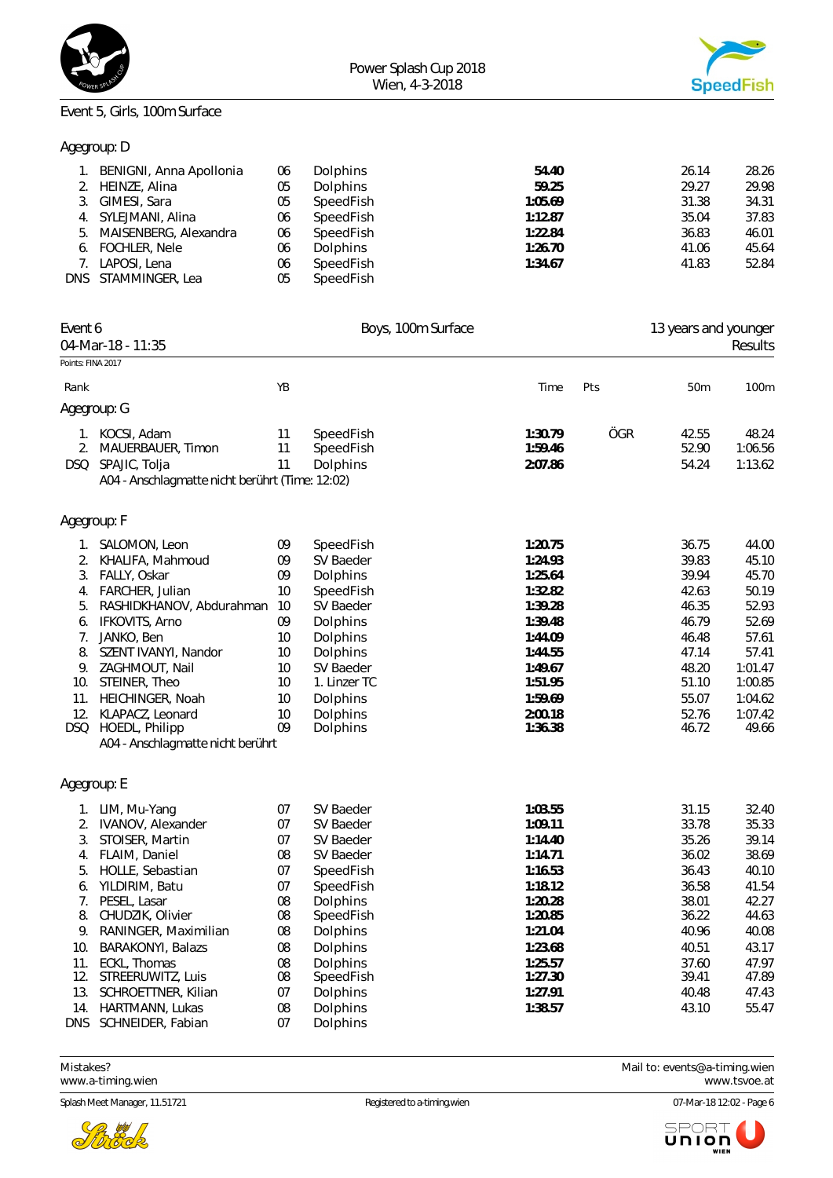Event 5, Girls, 100m Surface

### Agegroup: D

| | | | | | | | |
|---|---|---|---|---|---|---|---|
| 1. | BENIGNI, Anna Apollonia | 06 | Dolphins | **54.40** | | 26.14 | 28.26 |
| 2. | HEINZE, Alina | 05 | Dolphins | **59.25** | | 29.27 | 29.98 |
| 3. | GIMESI, Sara | 05 | SpeedFish | **1:05.69** | | 31.38 | 34.31 |
| 4. | SYLEJMANI, Alina | 06 | SpeedFish | **1:12.87** | | 35.04 | 37.83 |
| 5. | MAISENBERG, Alexandra | 06 | SpeedFish | **1:22.84** | | 36.83 | 46.01 |
| 6. | FOCHLER, Nele | 06 | Dolphins | **1:26.70** | | 41.06 | 45.64 |
| 7. | LAPOSI, Lena | 06 | SpeedFish | **1:34.67** | | 41.83 | 52.84 |
| DNS | STAMMINGER, Lea | 05 | SpeedFish | | | | |

## Event 6 — Boys, 100m Surface — 13 years and younger

04-Mar-18 - 11:35 — Results

Points: FINA 2017

### Agegroup: G

| Rank | | YB | | Time | Pts | 50m | 100m |
|---|---|---|---|---|---|---|---|
| 1. | KOCSI, Adam | 11 | SpeedFish | **1:30.79** | ÖGR | 42.55 | 48.24 |
| 2. | MAUERBAUER, Timon | 11 | SpeedFish | **1:59.46** | | 52.90 | 1:06.56 |
| DSQ | SPAJIC, Tolja | 11 | Dolphins | **2:07.86** | | 54.24 | 1:13.62 |
| | A04 - Anschlagmatte nicht berührt (Time: 12:02) | | | | | | |

### Agegroup: F

| Rank | | YB | | Time | Pts | 50m | 100m |
|---|---|---|---|---|---|---|---|
| 1. | SALOMON, Leon | 09 | SpeedFish | **1:20.75** | | 36.75 | 44.00 |
| 2. | KHALIFA, Mahmoud | 09 | SV Baeder | **1:24.93** | | 39.83 | 45.10 |
| 3. | FALLY, Oskar | 09 | Dolphins | **1:25.64** | | 39.94 | 45.70 |
| 4. | FARCHER, Julian | 10 | SpeedFish | **1:32.82** | | 42.63 | 50.19 |
| 5. | RASHIDKHANOV, Abdurahman | 10 | SV Baeder | **1:39.28** | | 46.35 | 52.93 |
| 6. | IFKOVITS, Arno | 09 | Dolphins | **1:39.48** | | 46.79 | 52.69 |
| 7. | JANKO, Ben | 10 | Dolphins | **1:44.09** | | 46.48 | 57.61 |
| 8. | SZENT IVANYI, Nandor | 10 | Dolphins | **1:44.55** | | 47.14 | 57.41 |
| 9. | ZAGHMOUT, Nail | 10 | SV Baeder | **1:49.67** | | 48.20 | 1:01.47 |
| 10. | STEINER, Theo | 10 | 1. Linzer TC | **1:51.95** | | 51.10 | 1:00.85 |
| 11. | HEICHINGER, Noah | 10 | Dolphins | **1:59.69** | | 55.07 | 1:04.62 |
| 12. | KLAPACZ, Leonard | 10 | Dolphins | **2:00.18** | | 52.76 | 1:07.42 |
| DSQ | HOEDL, Philipp | 09 | Dolphins | **1:36.38** | | 46.72 | 49.66 |
| | A04 - Anschlagmatte nicht berührt | | | | | | |

### Agegroup: E

| Rank | | YB | | Time | Pts | 50m | 100m |
|---|---|---|---|---|---|---|---|
| 1. | LIM, Mu-Yang | 07 | SV Baeder | **1:03.55** | | 31.15 | 32.40 |
| 2. | IVANOV, Alexander | 07 | SV Baeder | **1:09.11** | | 33.78 | 35.33 |
| 3. | STOISER, Martin | 07 | SV Baeder | **1:14.40** | | 35.26 | 39.14 |
| 4. | FLAIM, Daniel | 08 | SV Baeder | **1:14.71** | | 36.02 | 38.69 |
| 5. | HOLLE, Sebastian | 07 | SpeedFish | **1:16.53** | | 36.43 | 40.10 |
| 6. | YILDIRIM, Batu | 07 | SpeedFish | **1:18.12** | | 36.58 | 41.54 |
| 7. | PESEL, Lasar | 08 | Dolphins | **1:20.28** | | 38.01 | 42.27 |
| 8. | CHUDZIK, Olivier | 08 | SpeedFish | **1:20.85** | | 36.22 | 44.63 |
| 9. | RANINGER, Maximilian | 08 | Dolphins | **1:21.04** | | 40.96 | 40.08 |
| 10. | BARAKONYI, Balazs | 08 | Dolphins | **1:23.68** | | 40.51 | 43.17 |
| 11. | ECKL, Thomas | 08 | Dolphins | **1:25.57** | | 37.60 | 47.97 |
| 12. | STREERUWITZ, Luis | 08 | SpeedFish | **1:27.30** | | 39.41 | 47.89 |
| 13. | SCHROETTNER, Kilian | 07 | Dolphins | **1:27.91** | | 40.48 | 47.43 |
| 14. | HARTMANN, Lukas | 08 | Dolphins | **1:38.57** | | 43.10 | 55.47 |
| DNS | SCHNEIDER, Fabian | 07 | Dolphins | | | | |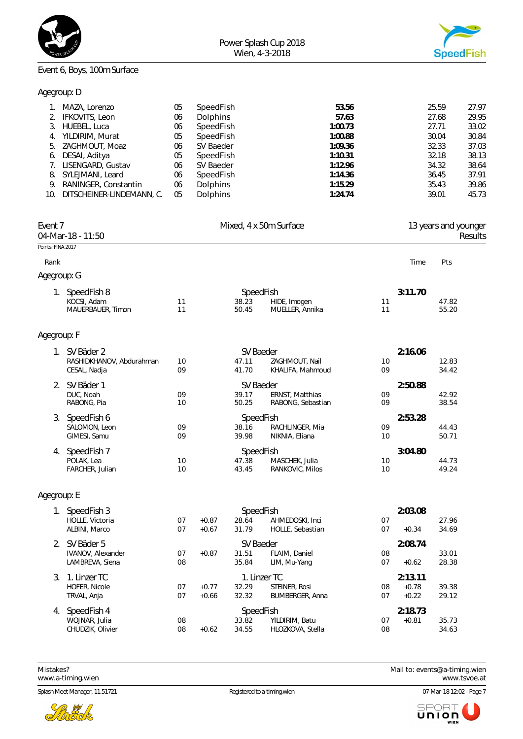Event 6, Boys, 100m Surface

Agegroup: D

| | | | | | | |
|---|---|---|---|---|---|---|
| 1. | MAZA, Lorenzo | 05 | SpeedFish | **53.56** | 25.59 | 27.97 |
| 2. | IFKOVITS, Leon | 06 | Dolphins | **57.63** | 27.68 | 29.95 |
| 3. | HUEBEL, Luca | 06 | SpeedFish | **1:00.73** | 27.71 | 33.02 |
| 4. | YILDIRIM, Murat | 05 | SpeedFish | **1:00.88** | 30.04 | 30.84 |
| 5. | ZAGHMOUT, Moaz | 06 | SV Baeder | **1:09.36** | 32.33 | 37.03 |
| 6. | DESAI, Aditya | 05 | SpeedFish | **1:10.31** | 32.18 | 38.13 |
| 7. | LISENGARD, Gustav | 06 | SV Baeder | **1:12.96** | 34.32 | 38.64 |
| 8. | SYLEJMANI, Leard | 06 | SpeedFish | **1:14.36** | 36.45 | 37.91 |
| 9. | RANINGER, Constantin | 06 | Dolphins | **1:15.29** | 35.43 | 39.86 |
| 10. | DITSCHEINER-LINDEMANN, C. | 05 | Dolphins | **1:24.74** | 39.01 | 45.73 |

Event 7 — Mixed, 4 x 50m Surface — 13 years and younger

04-Mar-18 - 11:50 — Results

Points: FINA 2017

Agegroup: G

| Rank | Team / Swimmer | YoB | RT | Split | Team / Swimmer | YoB | RT | Time | Pts |
|---|---|---|---|---|---|---|---|---|---|
| 1. | SpeedFish 8 | | | | SpeedFish | | | **3:11.70** | |
| | KOCSI, Adam | 11 | | 38.23 | HIDE, Imogen | 11 | | | 47.82 |
| | MAUERBAUER, Timon | 11 | | 50.45 | MUELLER, Annika | 11 | | | 55.20 |

Agegroup: F

| Rank | Team / Swimmer | YoB | RT | Split | Team / Swimmer | YoB | RT | Time | Pts |
|---|---|---|---|---|---|---|---|---|---|
| 1. | SV Bäder 2 | | | | SV Baeder | | | **2:16.06** | |
| | RASHIDKHANOV, Abdurahman | 10 | | 47.11 | ZAGHMOUT, Nail | 10 | | | 12.83 |
| | CESAL, Nadja | 09 | | 41.70 | KHALIFA, Mahmoud | 09 | | | 34.42 |
| 2. | SV Bäder 1 | | | | SV Baeder | | | **2:50.88** | |
| | DUC, Noah | 09 | | 39.17 | ERNST, Matthias | 09 | | | 42.92 |
| | RABONG, Pia | 10 | | 50.25 | RABONG, Sebastian | 09 | | | 38.54 |
| 3. | SpeedFish 6 | | | | SpeedFish | | | **2:53.28** | |
| | SALOMON, Leon | 09 | | 38.16 | RACHLINGER, Mia | 09 | | | 44.43 |
| | GIMESI, Samu | 09 | | 39.98 | NIKNIA, Eliana | 10 | | | 50.71 |
| 4. | SpeedFish 7 | | | | SpeedFish | | | **3:04.80** | |
| | POLAK, Lea | 10 | | 47.38 | MASCHEK, Julia | 10 | | | 44.73 |
| | FARCHER, Julian | 10 | | 43.45 | RANKOVIC, Milos | 10 | | | 49.24 |

Agegroup: E

| Rank | Team / Swimmer | YoB | RT | Split | Team / Swimmer | YoB | RT | Time | Pts |
|---|---|---|---|---|---|---|---|---|---|
| 1. | SpeedFish 3 | | | | SpeedFish | | | **2:03.08** | |
| | HOLLE, Victoria | 07 | +0.87 | 28.64 | AHMEDOSKI, Inci | 07 | | | 27.96 |
| | ALBINI, Marco | 07 | +0.67 | 31.79 | HOLLE, Sebastian | 07 | +0.34 | | 34.69 |
| 2. | SV Bäder 5 | | | | SV Baeder | | | **2:08.74** | |
| | IVANOV, Alexander | 07 | +0.87 | 31.51 | FLAIM, Daniel | 08 | | | 33.01 |
| | LAMBREVA, Siena | 08 | | 35.84 | LIM, Mu-Yang | 07 | +0.62 | | 28.38 |
| 3. | 1. Linzer TC | | | | 1. Linzer TC | | | **2:13.11** | |
| | HOFER, Nicole | 07 | +0.77 | 32.29 | STEINER, Rosi | 08 | +0.78 | | 39.38 |
| | TRVAL, Anja | 07 | +0.66 | 32.32 | BUMBERGER, Anna | 07 | +0.22 | | 29.12 |
| 4. | SpeedFish 4 | | | | SpeedFish | | | **2:18.73** | |
| | WOJNAR, Julia | 08 | | 33.82 | YILDIRIM, Batu | 07 | +0.81 | | 35.73 |
| | CHUDZIK, Olivier | 08 | +0.62 | 34.55 | HLOZKOVA, Stella | 08 | | | 34.63 |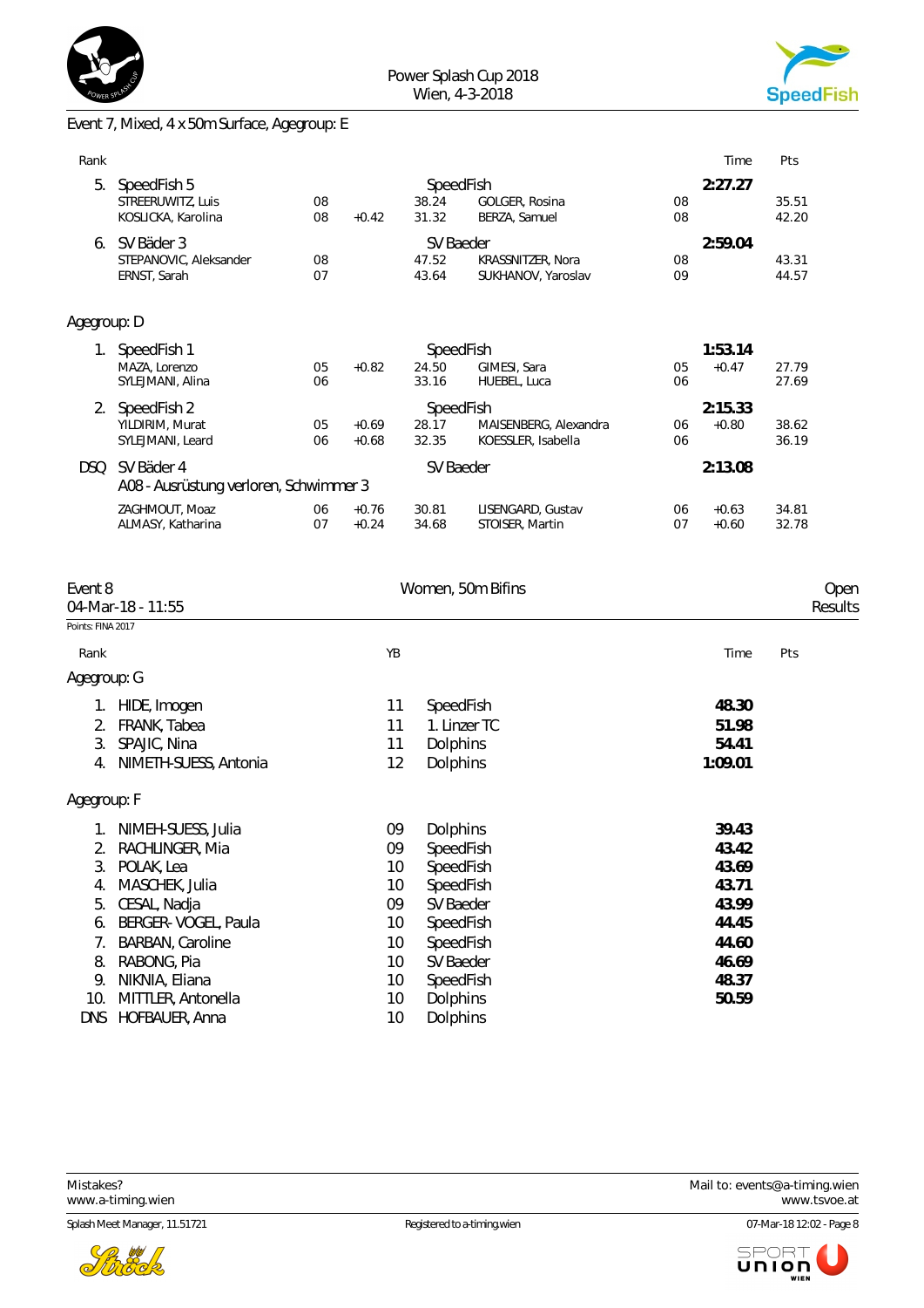Event 7, Mixed, 4 x 50m Surface, Agegroup: E

| Rank | | | | | | | | | Time | Pts |
|---|---|---|---|---|---|---|---|---|---|---|
| 5. | SpeedFish 5 | | | | SpeedFish | | | | **2:27.27** | |
| | STREERUWITZ, Luis | 08 | | 38.24 | GOLGER, Rosina | 08 | | | | 35.51 |
| | KOSLICKA, Karolina | 08 | +0.42 | 31.32 | BERZA, Samuel | 08 | | | | 42.20 |
| 6. | SV Bäder 3 | | | | SV Baeder | | | | **2:59.04** | |
| | STEPANOVIC, Aleksander | 08 | | 47.52 | KRASSNITZER, Nora | 08 | | | | 43.31 |
| | ERNST, Sarah | 07 | | 43.64 | SUKHANOV, Yaroslav | 09 | | | | 44.57 |

Agegroup: D

| Rank | | | | | | | | Time | | Pts |
|---|---|---|---|---|---|---|---|---|---|---|
| 1. | SpeedFish 1 | | | | SpeedFish | | | **1:53.14** | | |
| | MAZA, Lorenzo | 05 | +0.82 | 24.50 | GIMESI, Sara | 05 | +0.47 | | | 27.79 |
| | SYLEJMANI, Alina | 06 | | 33.16 | HUEBEL, Luca | 06 | | | | 27.69 |
| 2. | SpeedFish 2 | | | | SpeedFish | | | **2:15.33** | | |
| | YILDIRIM, Murat | 05 | +0.69 | 28.17 | MAISENBERG, Alexandra | 06 | +0.80 | | | 38.62 |
| | SYLEJMANI, Leard | 06 | +0.68 | 32.35 | KOESSLER, Isabella | 06 | | | | 36.19 |
| DSQ | SV Bäder 4 | | | | SV Baeder | | | **2:13.08** | | |
| | A08 - Ausrüstung verloren, Schwimmer 3 | | | | | | | | | |
| | ZAGHMOUT, Moaz | 06 | +0.76 | 30.81 | LISENGARD, Gustav | 06 | +0.63 | | | 34.81 |
| | ALMASY, Katharina | 07 | +0.24 | 34.68 | STOISER, Martin | 07 | +0.60 | | | 32.78 |

## Event 8 — Women, 50m Bifins — Open

04-Mar-18 - 11:55 — Results

Points: FINA 2017

Agegroup: G

| Rank | | YB | | Time | Pts |
|---|---|---|---|---|---|
| 1. | HIDE, Imogen | 11 | SpeedFish | **48.30** | |
| 2. | FRANK, Tabea | 11 | 1. Linzer TC | **51.98** | |
| 3. | SPAJIC, Nina | 11 | Dolphins | **54.41** | |
| 4. | NIMETH-SUESS, Antonia | 12 | Dolphins | **1:09.01** | |

Agegroup: F

| Rank | | YB | | Time | Pts |
|---|---|---|---|---|---|
| 1. | NIMEH-SUESS, Julia | 09 | Dolphins | **39.43** | |
| 2. | RACHLINGER, Mia | 09 | SpeedFish | **43.42** | |
| 3. | POLAK, Lea | 10 | SpeedFish | **43.69** | |
| 4. | MASCHEK, Julia | 10 | SpeedFish | **43.71** | |
| 5. | CESAL, Nadja | 09 | SV Baeder | **43.99** | |
| 6. | BERGER- VOGEL, Paula | 10 | SpeedFish | **44.45** | |
| 7. | BARBAN, Caroline | 10 | SpeedFish | **44.60** | |
| 8. | RABONG, Pia | 10 | SV Baeder | **46.69** | |
| 9. | NIKNIA, Eliana | 10 | SpeedFish | **48.37** | |
| 10. | MITTLER, Antonella | 10 | Dolphins | **50.59** | |
| DNS | HOFBAUER, Anna | 10 | Dolphins | | |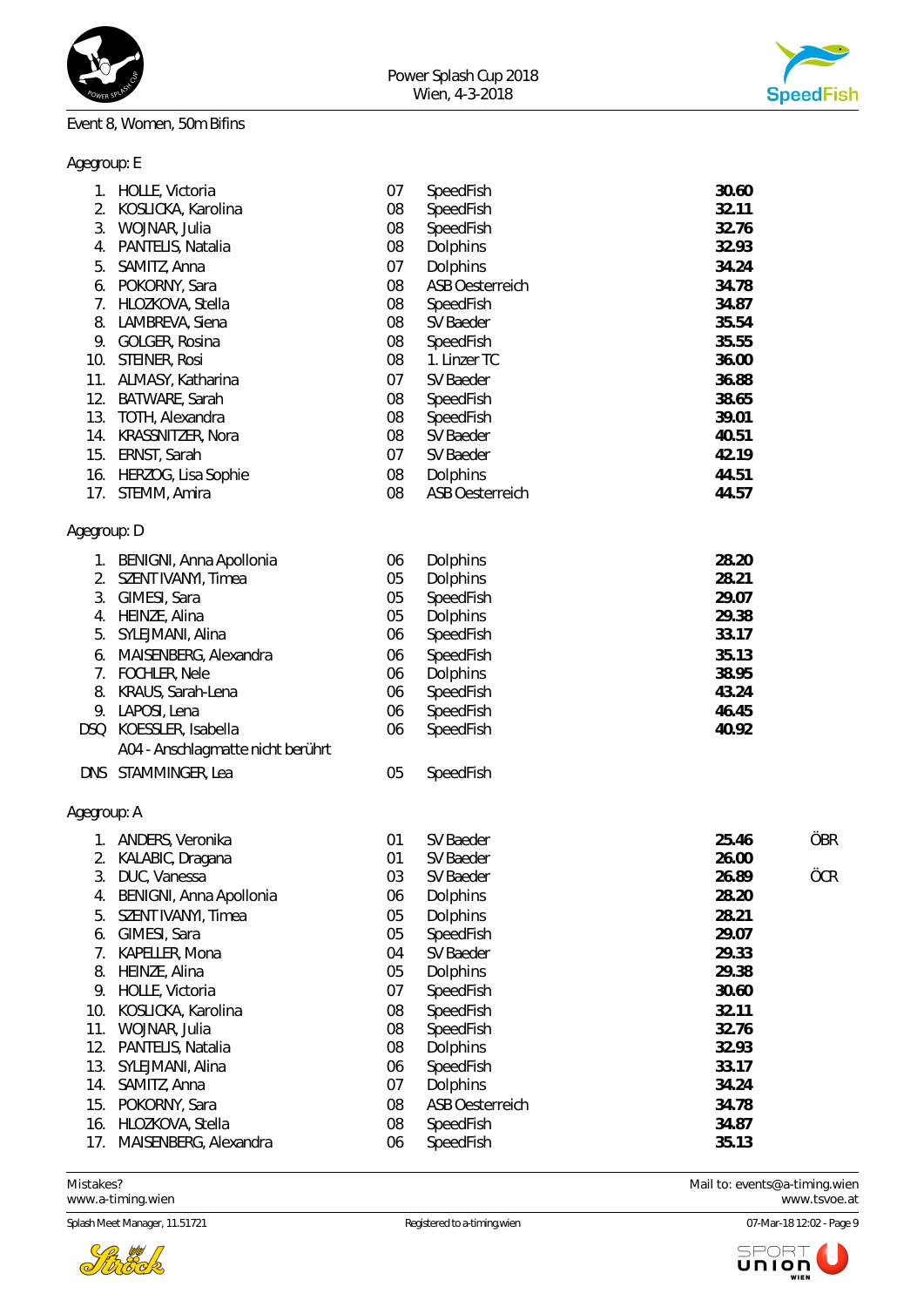Event 8, Women, 50m Bifins

Agegroup: E

| | | | | | |
|---|---|---|---|---|---|
| 1. | HOLLE, Victoria | 07 | SpeedFish | **30.60** | |
| 2. | KOSLICKA, Karolina | 08 | SpeedFish | **32.11** | |
| 3. | WOJNAR, Julia | 08 | SpeedFish | **32.76** | |
| 4. | PANTELIS, Natalia | 08 | Dolphins | **32.93** | |
| 5. | SAMITZ, Anna | 07 | Dolphins | **34.24** | |
| 6. | POKORNY, Sara | 08 | ASB Oesterreich | **34.78** | |
| 7. | HLOZKOVA, Stella | 08 | SpeedFish | **34.87** | |
| 8. | LAMBREVA, Siena | 08 | SV Baeder | **35.54** | |
| 9. | GOLGER, Rosina | 08 | SpeedFish | **35.55** | |
| 10. | STEINER, Rosi | 08 | 1. Linzer TC | **36.00** | |
| 11. | ALMASY, Katharina | 07 | SV Baeder | **36.88** | |
| 12. | BATWARE, Sarah | 08 | SpeedFish | **38.65** | |
| 13. | TOTH, Alexandra | 08 | SpeedFish | **39.01** | |
| 14. | KRASSNITZER, Nora | 08 | SV Baeder | **40.51** | |
| 15. | ERNST, Sarah | 07 | SV Baeder | **42.19** | |
| 16. | HERZOG, Lisa Sophie | 08 | Dolphins | **44.51** | |
| 17. | STEMM, Amira | 08 | ASB Oesterreich | **44.57** | |

Agegroup: D

| | | | | | |
|---|---|---|---|---|---|
| 1. | BENIGNI, Anna Apollonia | 06 | Dolphins | **28.20** | |
| 2. | SZENTIVANYI, Timea | 05 | Dolphins | **28.21** | |
| 3. | GIMESI, Sara | 05 | SpeedFish | **29.07** | |
| 4. | HEINZE, Alina | 05 | Dolphins | **29.38** | |
| 5. | SYLEJMANI, Alina | 06 | SpeedFish | **33.17** | |
| 6. | MAISENBERG, Alexandra | 06 | SpeedFish | **35.13** | |
| 7. | FOCHLER, Nele | 06 | Dolphins | **38.95** | |
| 8. | KRAUS, Sarah-Lena | 06 | SpeedFish | **43.24** | |
| 9. | LAPOSI, Lena | 06 | SpeedFish | **46.45** | |
| DSQ | KOESSLER, Isabella | 06 | SpeedFish | **40.92** | |
| | A04 - Anschlagmatte nicht berührt | | | | |
| DNS | STAMMINGER, Lea | 05 | SpeedFish | | |

Agegroup: A

| | | | | | |
|---|---|---|---|---|---|
| 1. | ANDERS, Veronika | 01 | SV Baeder | **25.46** | ÖBR |
| 2. | KALABIC, Dragana | 01 | SV Baeder | **26.00** | |
| 3. | DUC, Vanessa | 03 | SV Baeder | **26.89** | ÖCR |
| 4. | BENIGNI, Anna Apollonia | 06 | Dolphins | **28.20** | |
| 5. | SZENTIVANYI, Timea | 05 | Dolphins | **28.21** | |
| 6. | GIMESI, Sara | 05 | SpeedFish | **29.07** | |
| 7. | KAPELLER, Mona | 04 | SV Baeder | **29.33** | |
| 8. | HEINZE, Alina | 05 | Dolphins | **29.38** | |
| 9. | HOLLE, Victoria | 07 | SpeedFish | **30.60** | |
| 10. | KOSLICKA, Karolina | 08 | SpeedFish | **32.11** | |
| 11. | WOJNAR, Julia | 08 | SpeedFish | **32.76** | |
| 12. | PANTELIS, Natalia | 08 | Dolphins | **32.93** | |
| 13. | SYLEJMANI, Alina | 06 | SpeedFish | **33.17** | |
| 14. | SAMITZ, Anna | 07 | Dolphins | **34.24** | |
| 15. | POKORNY, Sara | 08 | ASB Oesterreich | **34.78** | |
| 16. | HLOZKOVA, Stella | 08 | SpeedFish | **34.87** | |
| 17. | MAISENBERG, Alexandra | 06 | SpeedFish | **35.13** | |

Mistakes?
www.a-timing.wien

Mail to: events@a-timing.wien
www.tsvoe.at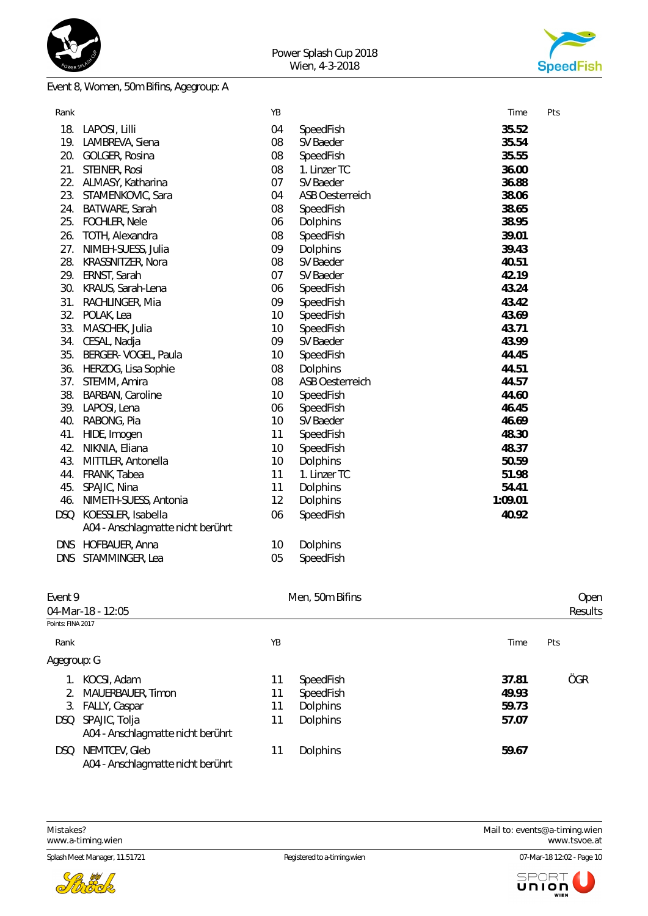Event 8, Women, 50m Bifins, Agegroup: A

| Rank | | YB | | Time | Pts |
|---|---|---|---|---|---|
| 18. | LAPOSI, Lilli | 04 | SpeedFish | **35.52** | |
| 19. | LAMBREVA, Siena | 08 | SV Baeder | **35.54** | |
| 20. | GOLGER, Rosina | 08 | SpeedFish | **35.55** | |
| 21. | STEINER, Rosi | 08 | 1. Linzer TC | **36.00** | |
| 22. | ALMASY, Katharina | 07 | SV Baeder | **36.88** | |
| 23. | STAMENKOVIC, Sara | 04 | ASB Oesterreich | **38.06** | |
| 24. | BATWARE, Sarah | 08 | SpeedFish | **38.65** | |
| 25. | FOCHLER, Nele | 06 | Dolphins | **38.95** | |
| 26. | TOTH, Alexandra | 08 | SpeedFish | **39.01** | |
| 27. | NIMEH-SUESS, Julia | 09 | Dolphins | **39.43** | |
| 28. | KRASSNITZER, Nora | 08 | SV Baeder | **40.51** | |
| 29. | ERNST, Sarah | 07 | SV Baeder | **42.19** | |
| 30. | KRAUS, Sarah-Lena | 06 | SpeedFish | **43.24** | |
| 31. | RACHLINGER, Mia | 09 | SpeedFish | **43.42** | |
| 32. | POLAK, Lea | 10 | SpeedFish | **43.69** | |
| 33. | MASCHEK, Julia | 10 | SpeedFish | **43.71** | |
| 34. | CESAL, Nadja | 09 | SV Baeder | **43.99** | |
| 35. | BERGER- VOGEL, Paula | 10 | SpeedFish | **44.45** | |
| 36. | HERZOG, Lisa Sophie | 08 | Dolphins | **44.51** | |
| 37. | STEMM, Amira | 08 | ASB Oesterreich | **44.57** | |
| 38. | BARBAN, Caroline | 10 | SpeedFish | **44.60** | |
| 39. | LAPOSI, Lena | 06 | SpeedFish | **46.45** | |
| 40. | RABONG, Pia | 10 | SV Baeder | **46.69** | |
| 41. | HIDE, Imogen | 11 | SpeedFish | **48.30** | |
| 42. | NIKNIA, Eliana | 10 | SpeedFish | **48.37** | |
| 43. | MITTLER, Antonella | 10 | Dolphins | **50.59** | |
| 44. | FRANK, Tabea | 11 | 1. Linzer TC | **51.98** | |
| 45. | SPAJIC, Nina | 11 | Dolphins | **54.41** | |
| 46. | NIMETH-SUESS, Antonia | 12 | Dolphins | **1:09.01** | |
| DSQ | KOESSLER, Isabella<br>A04 - Anschlagmatte nicht berührt | 06 | SpeedFish | **40.92** | |
| DNS | HOFBAUER, Anna | 10 | Dolphins | | |
| DNS | STAMMINGER, Lea | 05 | SpeedFish | | |

Event 9 — Men, 50m Bifins — Open

04-Mar-18 - 12:05 — Results

Points: FINA 2017

Agegroup: G

| Rank | | YB | | Time | Pts |
|---|---|---|---|---|---|
| 1. | KOCSI, Adam | 11 | SpeedFish | **37.81** | ÖGR |
| 2. | MAUERBAUER, Timon | 11 | SpeedFish | **49.93** | |
| 3. | FALLY, Caspar | 11 | Dolphins | **59.73** | |
| DSQ | SPAJIC, Tolja<br>A04 - Anschlagmatte nicht berührt | 11 | Dolphins | **57.07** | |
| DSQ | NEMTCEV, Gleb<br>A04 - Anschlagmatte nicht berührt | 11 | Dolphins | **59.67** | |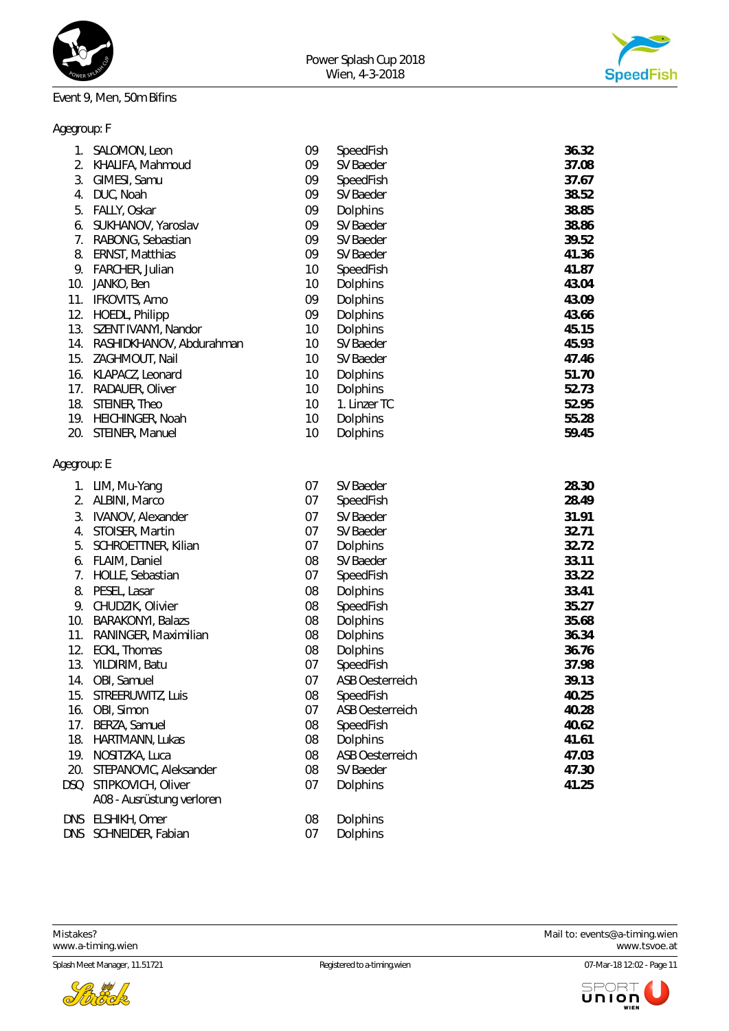Power Splash Cup 2018
Wien, 4-3-2018

Event 9, Men, 50m Bifins

Agegroup: F

| | | | | |
|---|---|---|---|---|
| 1. | SALOMON, Leon | 09 | SpeedFish | **36.32** |
| 2. | KHALIFA, Mahmoud | 09 | SV Baeder | **37.08** |
| 3. | GIMESI, Samu | 09 | SpeedFish | **37.67** |
| 4. | DUC, Noah | 09 | SV Baeder | **38.52** |
| 5. | FALLY, Oskar | 09 | Dolphins | **38.85** |
| 6. | SUKHANOV, Yaroslav | 09 | SV Baeder | **38.86** |
| 7. | RABONG, Sebastian | 09 | SV Baeder | **39.52** |
| 8. | ERNST, Matthias | 09 | SV Baeder | **41.36** |
| 9. | FARCHER, Julian | 10 | SpeedFish | **41.87** |
| 10. | JANKO, Ben | 10 | Dolphins | **43.04** |
| 11. | IFKOVITS, Arno | 09 | Dolphins | **43.09** |
| 12. | HOEDL, Philipp | 09 | Dolphins | **43.66** |
| 13. | SZENTIVANYI, Nandor | 10 | Dolphins | **45.15** |
| 14. | RASHIDKHANOV, Abdurahman | 10 | SV Baeder | **45.93** |
| 15. | ZAGHMOUT, Nail | 10 | SV Baeder | **47.46** |
| 16. | KLAPACZ, Leonard | 10 | Dolphins | **51.70** |
| 17. | RADAUER, Oliver | 10 | Dolphins | **52.73** |
| 18. | STEINER, Theo | 10 | 1. Linzer TC | **52.95** |
| 19. | HEICHINGER, Noah | 10 | Dolphins | **55.28** |
| 20. | STEINER, Manuel | 10 | Dolphins | **59.45** |

Agegroup: E

| | | | | |
|---|---|---|---|---|
| 1. | LIM, Mu-Yang | 07 | SV Baeder | **28.30** |
| 2. | ALBINI, Marco | 07 | SpeedFish | **28.49** |
| 3. | IVANOV, Alexander | 07 | SV Baeder | **31.91** |
| 4. | STOISER, Martin | 07 | SV Baeder | **32.71** |
| 5. | SCHROETTNER, Kilian | 07 | Dolphins | **32.72** |
| 6. | FLAIM, Daniel | 08 | SV Baeder | **33.11** |
| 7. | HOLLE, Sebastian | 07 | SpeedFish | **33.22** |
| 8. | PESEL, Lasar | 08 | Dolphins | **33.41** |
| 9. | CHUDZIK, Olivier | 08 | SpeedFish | **35.27** |
| 10. | BARAKONYI, Balazs | 08 | Dolphins | **35.68** |
| 11. | RANINGER, Maximilian | 08 | Dolphins | **36.34** |
| 12. | ECKL, Thomas | 08 | Dolphins | **36.76** |
| 13. | YILDIRIM, Batu | 07 | SpeedFish | **37.98** |
| 14. | OBI, Samuel | 07 | ASB Oesterreich | **39.13** |
| 15. | STREERUWITZ, Luis | 08 | SpeedFish | **40.25** |
| 16. | OBI, Simon | 07 | ASB Oesterreich | **40.28** |
| 17. | BERZA, Samuel | 08 | SpeedFish | **40.62** |
| 18. | HARTMANN, Lukas | 08 | Dolphins | **41.61** |
| 19. | NOSITZKA, Luca | 08 | ASB Oesterreich | **47.03** |
| 20. | STEPANOVIC, Aleksander | 08 | SV Baeder | **47.30** |
| DSQ | STIPKOVICH, Oliver<br>A08 - Ausrüstung verloren | 07 | Dolphins | **41.25** |
| DNS | ELSHIKH, Omer | 08 | Dolphins | |
| DNS | SCHNEIDER, Fabian | 07 | Dolphins | |

Mistakes?
www.a-timing.wien

Mail to: events@a-timing.wien
www.tsvoe.at

Splash Meet Manager, 11.51721 — Registered to a-timing.wien — 07-Mar-18 12:02 - Page 11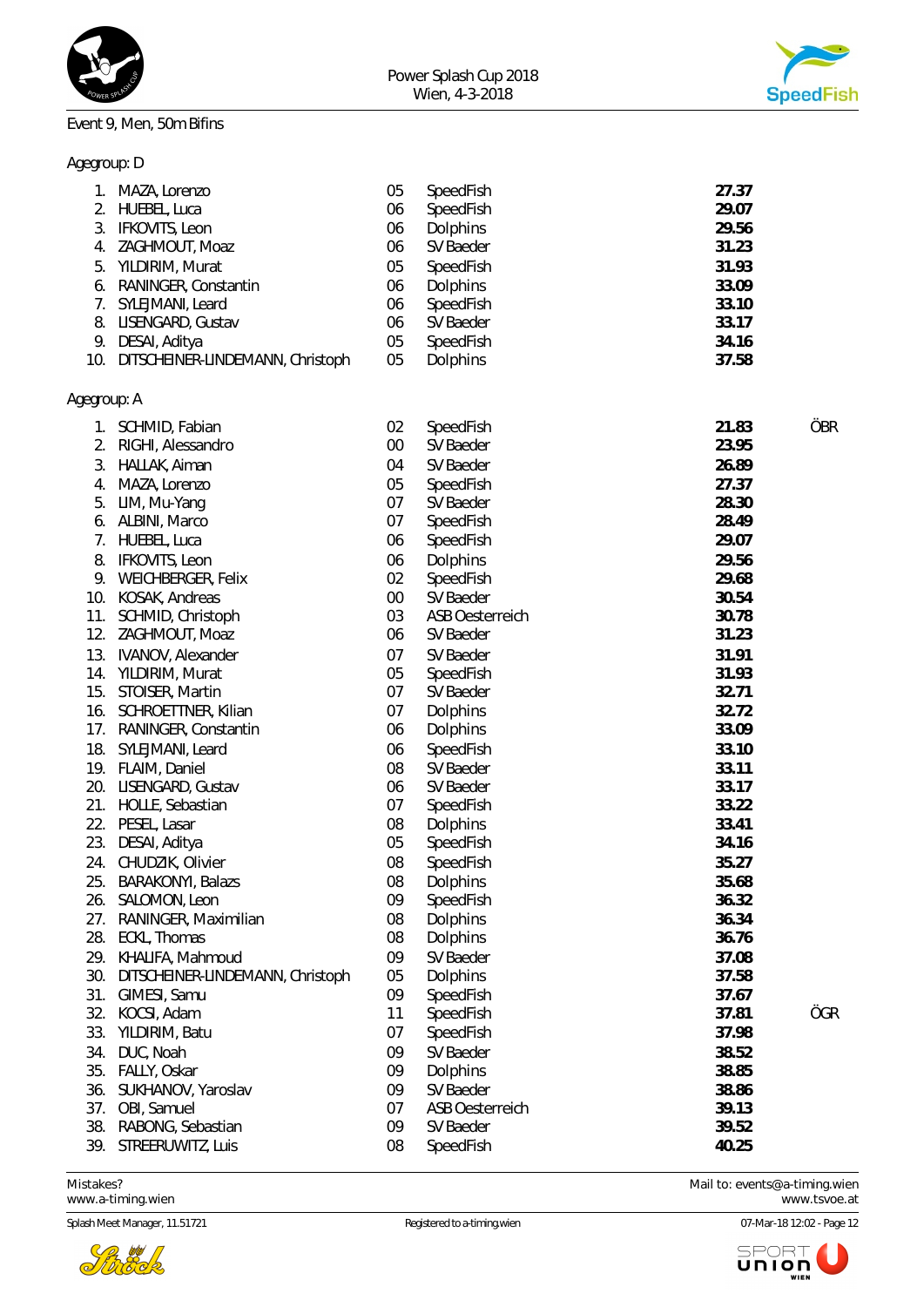Power Splash Cup 2018
Wien, 4-3-2018

Event 9, Men, 50m Bifins

Agegroup: D

| | | | | | |
|---|---|---|---|---|---|
| 1. | MAZA, Lorenzo | 05 | SpeedFish | **27.37** | |
| 2. | HUEBEL, Luca | 06 | SpeedFish | **29.07** | |
| 3. | IFKOVITS, Leon | 06 | Dolphins | **29.56** | |
| 4. | ZAGHMOUT, Moaz | 06 | SV Baeder | **31.23** | |
| 5. | YILDIRIM, Murat | 05 | SpeedFish | **31.93** | |
| 6. | RANINGER, Constantin | 06 | Dolphins | **33.09** | |
| 7. | SYLEJMANI, Leard | 06 | SpeedFish | **33.10** | |
| 8. | LISENGARD, Gustav | 06 | SV Baeder | **33.17** | |
| 9. | DESAI, Aditya | 05 | SpeedFish | **34.16** | |
| 10. | DITSCHEINER-LINDEMANN, Christoph | 05 | Dolphins | **37.58** | |

Agegroup: A

| | | | | | |
|---|---|---|---|---|---|
| 1. | SCHMID, Fabian | 02 | SpeedFish | **21.83** | ÖBR |
| 2. | RIGHI, Alessandro | 00 | SV Baeder | **23.95** | |
| 3. | HALLAK, Aiman | 04 | SV Baeder | **26.89** | |
| 4. | MAZA, Lorenzo | 05 | SpeedFish | **27.37** | |
| 5. | LIM, Mu-Yang | 07 | SV Baeder | **28.30** | |
| 6. | ALBINI, Marco | 07 | SpeedFish | **28.49** | |
| 7. | HUEBEL, Luca | 06 | SpeedFish | **29.07** | |
| 8. | IFKOVITS, Leon | 06 | Dolphins | **29.56** | |
| 9. | WEICHBERGER, Felix | 02 | SpeedFish | **29.68** | |
| 10. | KOSAK, Andreas | 00 | SV Baeder | **30.54** | |
| 11. | SCHMID, Christoph | 03 | ASB Oesterreich | **30.78** | |
| 12. | ZAGHMOUT, Moaz | 06 | SV Baeder | **31.23** | |
| 13. | IVANOV, Alexander | 07 | SV Baeder | **31.91** | |
| 14. | YILDIRIM, Murat | 05 | SpeedFish | **31.93** | |
| 15. | STOISER, Martin | 07 | SV Baeder | **32.71** | |
| 16. | SCHROETTNER, Kilian | 07 | Dolphins | **32.72** | |
| 17. | RANINGER, Constantin | 06 | Dolphins | **33.09** | |
| 18. | SYLEJMANI, Leard | 06 | SpeedFish | **33.10** | |
| 19. | FLAIM, Daniel | 08 | SV Baeder | **33.11** | |
| 20. | LISENGARD, Gustav | 06 | SV Baeder | **33.17** | |
| 21. | HOLLE, Sebastian | 07 | SpeedFish | **33.22** | |
| 22. | PESEL, Lasar | 08 | Dolphins | **33.41** | |
| 23. | DESAI, Aditya | 05 | SpeedFish | **34.16** | |
| 24. | CHUDZIK, Olivier | 08 | SpeedFish | **35.27** | |
| 25. | BARAKONYI, Balazs | 08 | Dolphins | **35.68** | |
| 26. | SALOMON, Leon | 09 | SpeedFish | **36.32** | |
| 27. | RANINGER, Maximilian | 08 | Dolphins | **36.34** | |
| 28. | ECKL, Thomas | 08 | Dolphins | **36.76** | |
| 29. | KHALIFA, Mahmoud | 09 | SV Baeder | **37.08** | |
| 30. | DITSCHEINER-LINDEMANN, Christoph | 05 | Dolphins | **37.58** | |
| 31. | GIMESI, Samu | 09 | SpeedFish | **37.67** | |
| 32. | KOCSI, Adam | 11 | SpeedFish | **37.81** | ÖGR |
| 33. | YILDIRIM, Batu | 07 | SpeedFish | **37.98** | |
| 34. | DUC, Noah | 09 | SV Baeder | **38.52** | |
| 35. | FALLY, Oskar | 09 | Dolphins | **38.85** | |
| 36. | SUKHANOV, Yaroslav | 09 | SV Baeder | **38.86** | |
| 37. | OBI, Samuel | 07 | ASB Oesterreich | **39.13** | |
| 38. | RABONG, Sebastian | 09 | SV Baeder | **39.52** | |
| 39. | STREERUWITZ, Luis | 08 | SpeedFish | **40.25** | |

Mistakes? www.a-timing.wien — Mail to: events@a-timing.wien www.tsvoe.at

Splash Meet Manager, 11.51721 — Registered to a-timing.wien — 07-Mar-18 12:02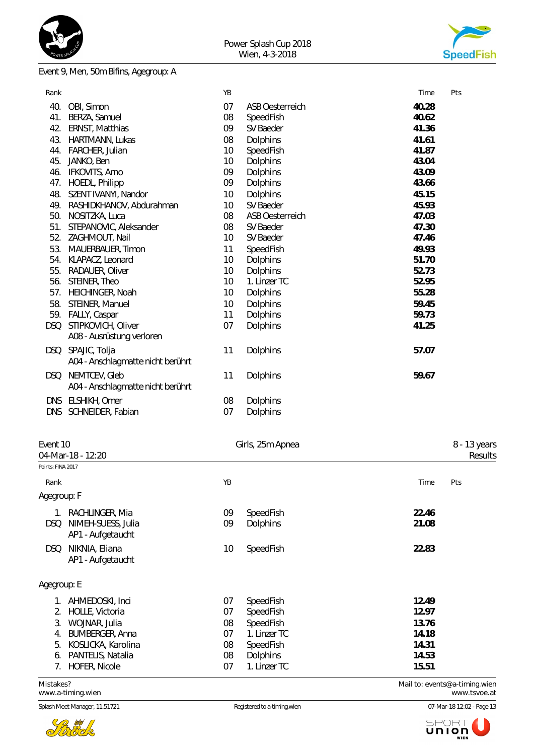Event 9, Men, 50m Bifins, Agegroup: A

| Rank | | YB | | Time | Pts |
|---|---|---|---|---|---|
| 40. | OBI, Simon | 07 | ASB Oesterreich | **40.28** | |
| 41. | BERZA, Samuel | 08 | SpeedFish | **40.62** | |
| 42. | ERNST, Matthias | 09 | SV Baeder | **41.36** | |
| 43. | HARTMANN, Lukas | 08 | Dolphins | **41.61** | |
| 44. | FARCHER, Julian | 10 | SpeedFish | **41.87** | |
| 45. | JANKO, Ben | 10 | Dolphins | **43.04** | |
| 46. | IFKOVITS, Arno | 09 | Dolphins | **43.09** | |
| 47. | HOEDL, Philipp | 09 | Dolphins | **43.66** | |
| 48. | SZENTIVANYI, Nandor | 10 | Dolphins | **45.15** | |
| 49. | RASHIDKHANOV, Abdurahman | 10 | SV Baeder | **45.93** | |
| 50. | NOSITZKA, Luca | 08 | ASB Oesterreich | **47.03** | |
| 51. | STEPANOVIC, Aleksander | 08 | SV Baeder | **47.30** | |
| 52. | ZAGHMOUT, Nail | 10 | SV Baeder | **47.46** | |
| 53. | MAUERBAUER, Timon | 11 | SpeedFish | **49.93** | |
| 54. | KLAPACZ, Leonard | 10 | Dolphins | **51.70** | |
| 55. | RADAUER, Oliver | 10 | Dolphins | **52.73** | |
| 56. | STEINER, Theo | 10 | 1. Linzer TC | **52.95** | |
| 57. | HEICHINGER, Noah | 10 | Dolphins | **55.28** | |
| 58. | STEINER, Manuel | 10 | Dolphins | **59.45** | |
| 59. | FALLY, Caspar | 11 | Dolphins | **59.73** | |
| DSQ | STIPKOVICH, Oliver<br>A08 - Ausrüstung verloren | 07 | Dolphins | **41.25** | |
| DSQ | SPAJIC, Tolja<br>A04 - Anschlagmatte nicht berührt | 11 | Dolphins | **57.07** | |
| DSQ | NEMTCEV, Gleb<br>A04 - Anschlagmatte nicht berührt | 11 | Dolphins | **59.67** | |
| DNS | ELSHIKH, Omer | 08 | Dolphins | | |
| DNS | SCHNEIDER, Fabian | 07 | Dolphins | | |

Event 10 — Girls, 25m Apnea — 8 - 13 years

04-Mar-18 - 12:20 — Results

Points: FINA 2017

Agegroup: F

| Rank | | YB | | Time | Pts |
|---|---|---|---|---|---|
| 1. | RACHLINGER, Mia | 09 | SpeedFish | **22.46** | |
| DSQ | NIMEH-SUESS, Julia<br>AP1 - Aufgetaucht | 09 | Dolphins | **21.08** | |
| DSQ | NIKNIA, Eliana<br>AP1 - Aufgetaucht | 10 | SpeedFish | **22.83** | |

Agegroup: E

| Rank | | YB | | Time | Pts |
|---|---|---|---|---|---|
| 1. | AHMEDOSKI, Inci | 07 | SpeedFish | **12.49** | |
| 2. | HOLLE, Victoria | 07 | SpeedFish | **12.97** | |
| 3. | WOJNAR, Julia | 08 | SpeedFish | **13.76** | |
| 4. | BUMBERGER, Anna | 07 | 1. Linzer TC | **14.18** | |
| 5. | KOSLICKA, Karolina | 08 | SpeedFish | **14.31** | |
| 6. | PANTELIS, Natalia | 08 | Dolphins | **14.53** | |
| 7. | HOFER, Nicole | 07 | 1. Linzer TC | **15.51** | |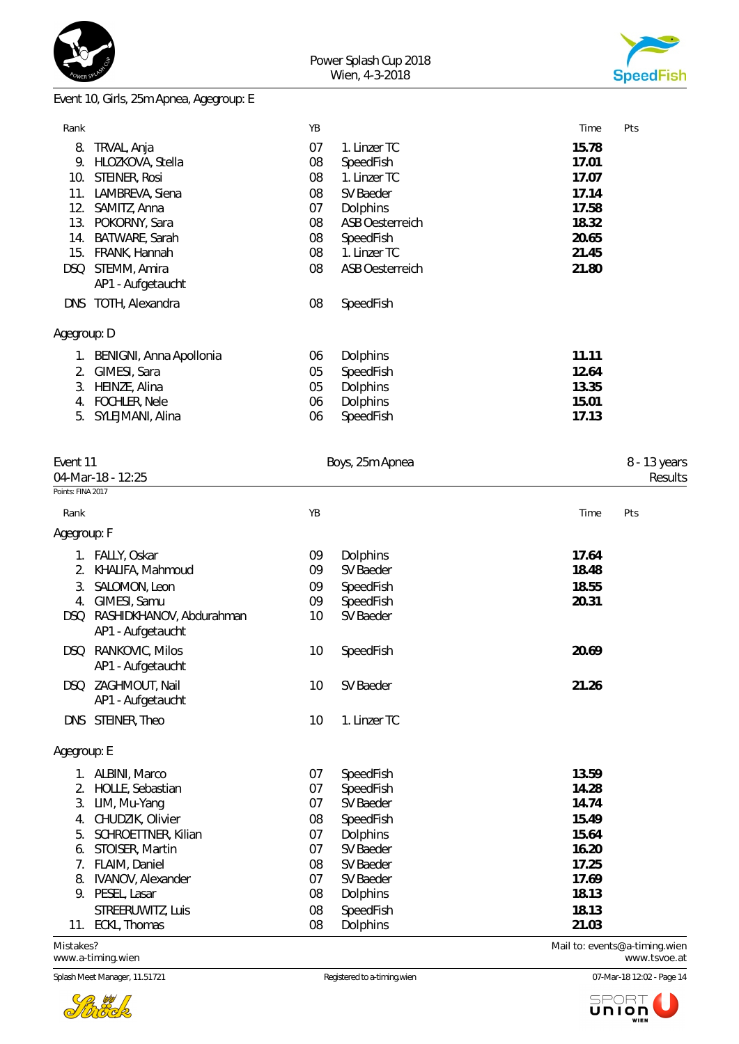Event 10, Girls, 25m Apnea, Agegroup: E

| Rank | | YB | | Time | Pts |
|---|---|---|---|---|---|
| 8. | TRVAL, Anja | 07 | 1. Linzer TC | **15.78** | |
| 9. | HLOZKOVA, Stella | 08 | SpeedFish | **17.01** | |
| 10. | STEINER, Rosi | 08 | 1. Linzer TC | **17.07** | |
| 11. | LAMBREVA, Siena | 08 | SV Baeder | **17.14** | |
| 12. | SAMITZ, Anna | 07 | Dolphins | **17.58** | |
| 13. | POKORNY, Sara | 08 | ASB Oesterreich | **18.32** | |
| 14. | BATWARE, Sarah | 08 | SpeedFish | **20.65** | |
| 15. | FRANK, Hannah | 08 | 1. Linzer TC | **21.45** | |
| DSQ | STEMM, Amira<br>AP1 - Aufgetaucht | 08 | ASB Oesterreich | **21.80** | |
| DNS | TOTH, Alexandra | 08 | SpeedFish | | |

Agegroup: D

| Rank | | YB | | Time | Pts |
|---|---|---|---|---|---|
| 1. | BENIGNI, Anna Apollonia | 06 | Dolphins | **11.11** | |
| 2. | GIMESI, Sara | 05 | SpeedFish | **12.64** | |
| 3. | HEINZE, Alina | 05 | Dolphins | **13.35** | |
| 4. | FOCHLER, Nele | 06 | Dolphins | **15.01** | |
| 5. | SYLEJMANI, Alina | 06 | SpeedFish | **17.13** | |

## Event 11 — Boys, 25m Apnea — 8 - 13 years

04-Mar-18 - 12:25 — Results

Points: FINA 2017

Agegroup: F

| Rank | | YB | | Time | Pts |
|---|---|---|---|---|---|
| 1. | FALLY, Oskar | 09 | Dolphins | **17.64** | |
| 2. | KHALIFA, Mahmoud | 09 | SV Baeder | **18.48** | |
| 3. | SALOMON, Leon | 09 | SpeedFish | **18.55** | |
| 4. | GIMESI, Samu | 09 | SpeedFish | **20.31** | |
| DSQ | RASHIDKHANOV, Abdurahman<br>AP1 - Aufgetaucht | 10 | SV Baeder | | |
| DSQ | RANKOVIC, Milos<br>AP1 - Aufgetaucht | 10 | SpeedFish | **20.69** | |
| DSQ | ZAGHMOUT, Nail<br>AP1 - Aufgetaucht | 10 | SV Baeder | **21.26** | |
| DNS | STEINER, Theo | 10 | 1. Linzer TC | | |

Agegroup: E

| Rank | | YB | | Time | Pts |
|---|---|---|---|---|---|
| 1. | ALBINI, Marco | 07 | SpeedFish | **13.59** | |
| 2. | HOLLE, Sebastian | 07 | SpeedFish | **14.28** | |
| 3. | LIM, Mu-Yang | 07 | SV Baeder | **14.74** | |
| 4. | CHUDZIK, Olivier | 08 | SpeedFish | **15.49** | |
| 5. | SCHROETTNER, Kilian | 07 | Dolphins | **15.64** | |
| 6. | STOISER, Martin | 07 | SV Baeder | **16.20** | |
| 7. | FLAIM, Daniel | 08 | SV Baeder | **17.25** | |
| 8. | IVANOV, Alexander | 07 | SV Baeder | **17.69** | |
| 9. | PESEL, Lasar | 08 | Dolphins | **18.13** | |
| | STREERUWITZ, Luis | 08 | SpeedFish | **18.13** | |
| 11. | ECKL, Thomas | 08 | Dolphins | **21.03** | |

Mistakes? Mail to: events@a-timing.wien
www.a-timing.wien — www.tsvoe.at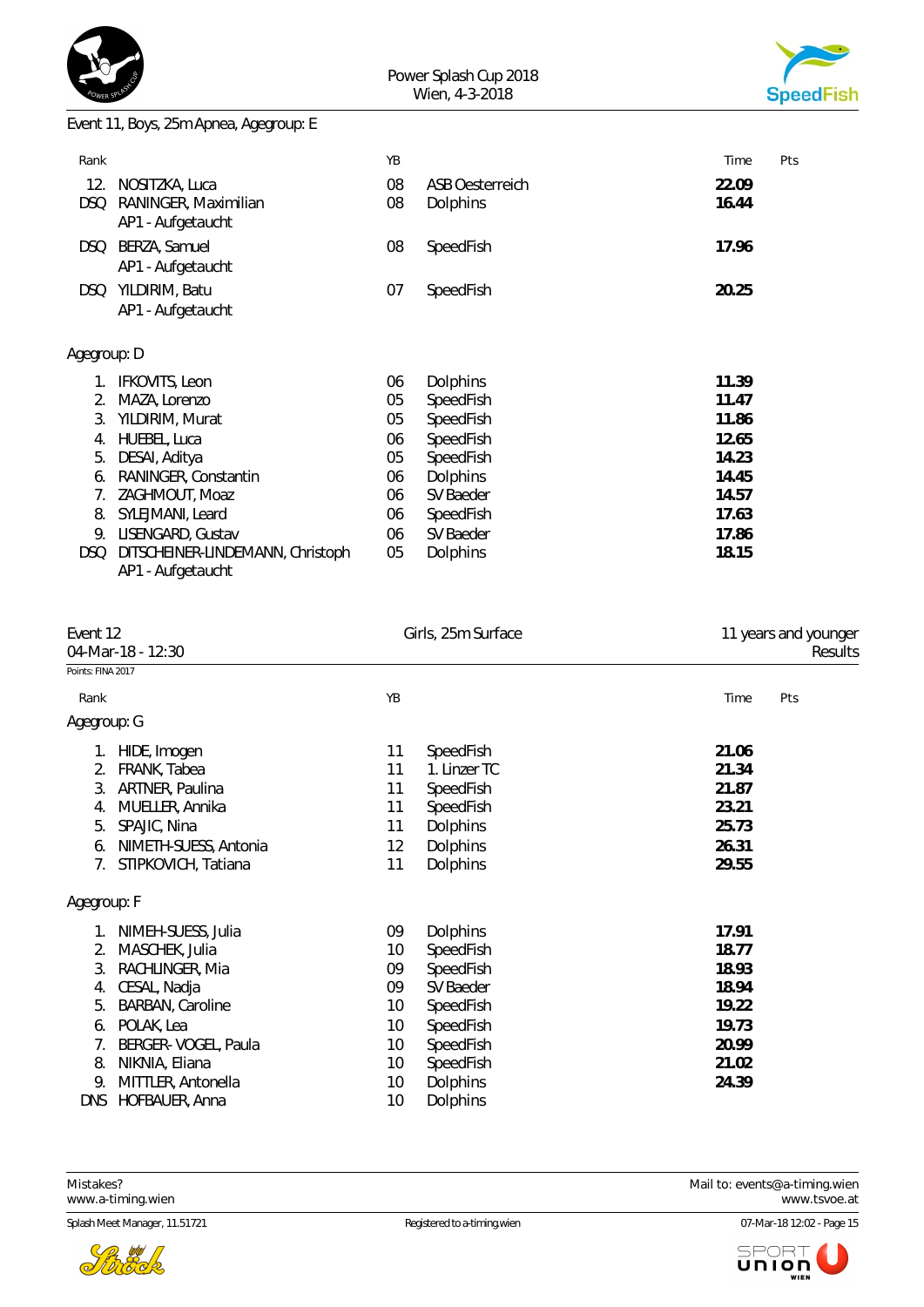Event 11, Boys, 25m Apnea, Agegroup: E

| Rank | | YB | | Time | Pts |
|---|---|---|---|---|---|
| 12. | NOSITZKA, Luca | 08 | ASB Oesterreich | **22.09** | |
| DSQ | RANINGER, Maximilian<br>AP1 - Aufgetaucht | 08 | Dolphins | **16.44** | |
| DSQ | BERZA, Samuel<br>AP1 - Aufgetaucht | 08 | SpeedFish | **17.96** | |
| DSQ | YILDIRIM, Batu<br>AP1 - Aufgetaucht | 07 | SpeedFish | **20.25** | |

Agegroup: D

| Rank | | YB | | Time | Pts |
|---|---|---|---|---|---|
| 1. | IFKOVITS, Leon | 06 | Dolphins | **11.39** | |
| 2. | MAZA, Lorenzo | 05 | SpeedFish | **11.47** | |
| 3. | YILDIRIM, Murat | 05 | SpeedFish | **11.86** | |
| 4. | HUEBEL, Luca | 06 | SpeedFish | **12.65** | |
| 5. | DESAI, Aditya | 05 | SpeedFish | **14.23** | |
| 6. | RANINGER, Constantin | 06 | Dolphins | **14.45** | |
| 7. | ZAGHMOUT, Moaz | 06 | SV Baeder | **14.57** | |
| 8. | SYLEJMANI, Leard | 06 | SpeedFish | **17.63** | |
| 9. | LISENGARD, Gustav | 06 | SV Baeder | **17.86** | |
| DSQ | DITSCHEINER-LINDEMANN, Christoph<br>AP1 - Aufgetaucht | 05 | Dolphins | **18.15** | |

Event 12 — Girls, 25m Surface — 11 years and younger
04-Mar-18 - 12:30 — Results
Points: FINA 2017

Agegroup: G

| Rank | | YB | | Time | Pts |
|---|---|---|---|---|---|
| 1. | HIDE, Imogen | 11 | SpeedFish | **21.06** | |
| 2. | FRANK, Tabea | 11 | 1. Linzer TC | **21.34** | |
| 3. | ARTNER, Paulina | 11 | SpeedFish | **21.87** | |
| 4. | MUELLER, Annika | 11 | SpeedFish | **23.21** | |
| 5. | SPAJIC, Nina | 11 | Dolphins | **25.73** | |
| 6. | NIMETH-SUESS, Antonia | 12 | Dolphins | **26.31** | |
| 7. | STIPKOVICH, Tatiana | 11 | Dolphins | **29.55** | |

Agegroup: F

| Rank | | YB | | Time | Pts |
|---|---|---|---|---|---|
| 1. | NIMEH-SUESS, Julia | 09 | Dolphins | **17.91** | |
| 2. | MASCHEK, Julia | 10 | SpeedFish | **18.77** | |
| 3. | RACHLINGER, Mia | 09 | SpeedFish | **18.93** | |
| 4. | CESAL, Nadja | 09 | SV Baeder | **18.94** | |
| 5. | BARBAN, Caroline | 10 | SpeedFish | **19.22** | |
| 6. | POLAK, Lea | 10 | SpeedFish | **19.73** | |
| 7. | BERGER- VOGEL, Paula | 10 | SpeedFish | **20.99** | |
| 8. | NIKNIA, Eliana | 10 | SpeedFish | **21.02** | |
| 9. | MITTLER, Antonella | 10 | Dolphins | **24.39** | |
| DNS | HOFBAUER, Anna | 10 | Dolphins | | |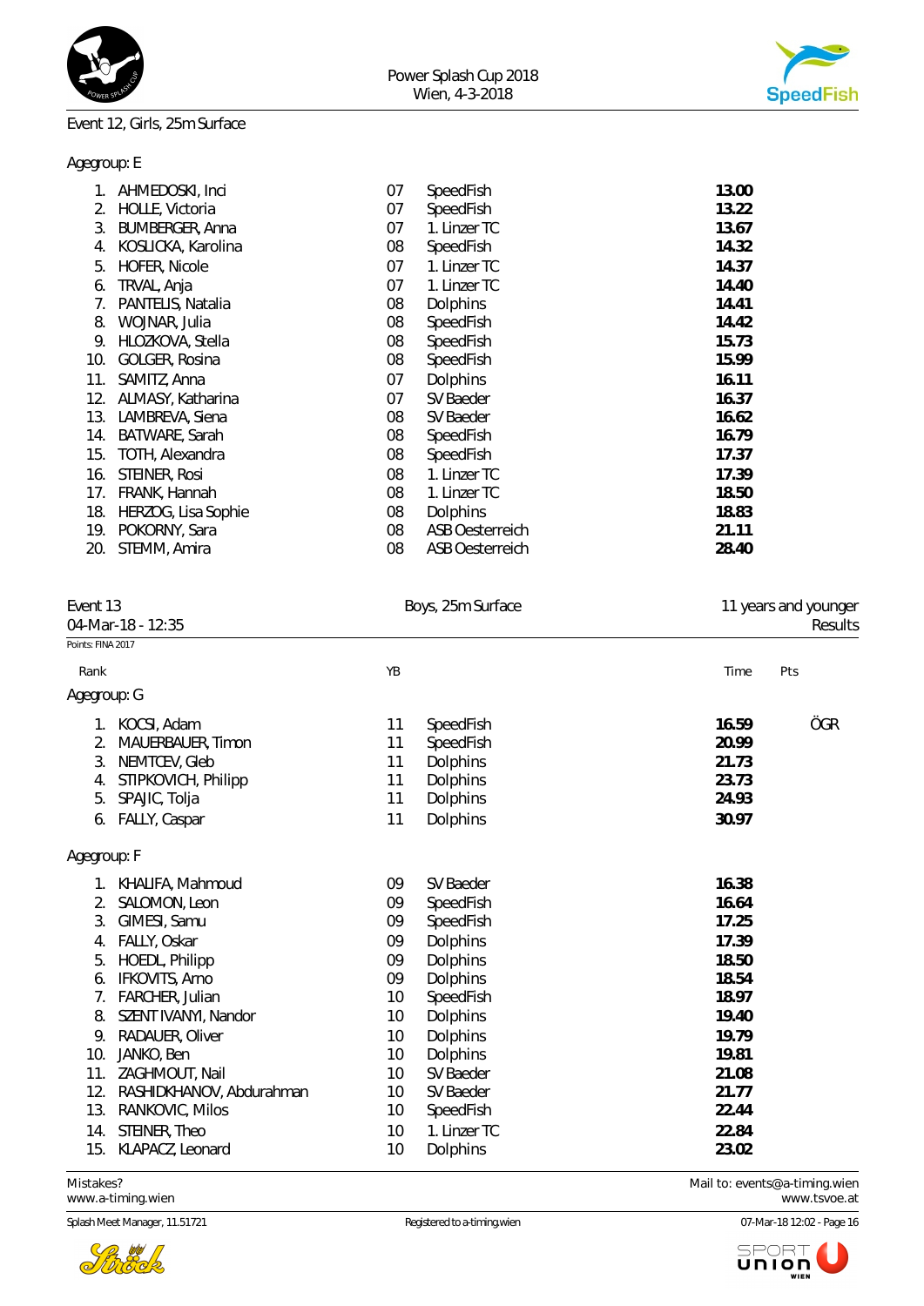Event 12, Girls, 25m Surface

Agegroup: E

| Rank | Name | YB | Club | Time | Pts |
|---|---|---|---|---|---|
| 1. | AHMEDOSKI, Inci | 07 | SpeedFish | **13.00** | |
| 2. | HOLLE, Victoria | 07 | SpeedFish | **13.22** | |
| 3. | BUMBERGER, Anna | 07 | 1. Linzer TC | **13.67** | |
| 4. | KOSLICKA, Karolina | 08 | SpeedFish | **14.32** | |
| 5. | HOFER, Nicole | 07 | 1. Linzer TC | **14.37** | |
| 6. | TRVAL, Anja | 07 | 1. Linzer TC | **14.40** | |
| 7. | PANTELIS, Natalia | 08 | Dolphins | **14.41** | |
| 8. | WOJNAR, Julia | 08 | SpeedFish | **14.42** | |
| 9. | HLOZKOVA, Stella | 08 | SpeedFish | **15.73** | |
| 10. | GOLGER, Rosina | 08 | SpeedFish | **15.99** | |
| 11. | SAMITZ, Anna | 07 | Dolphins | **16.11** | |
| 12. | ALMASY, Katharina | 07 | SV Baeder | **16.37** | |
| 13. | LAMBREVA, Siena | 08 | SV Baeder | **16.62** | |
| 14. | BATWARE, Sarah | 08 | SpeedFish | **16.79** | |
| 15. | TOTH, Alexandra | 08 | SpeedFish | **17.37** | |
| 16. | STEINER, Rosi | 08 | 1. Linzer TC | **17.39** | |
| 17. | FRANK, Hannah | 08 | 1. Linzer TC | **18.50** | |
| 18. | HERZOG, Lisa Sophie | 08 | Dolphins | **18.83** | |
| 19. | POKORNY, Sara | 08 | ASB Oesterreich | **21.11** | |
| 20. | STEMM, Amira | 08 | ASB Oesterreich | **28.40** | |

Event 13 — Boys, 25m Surface — 11 years and younger

04-Mar-18 - 12:35 — Results

Points: FINA 2017

Agegroup: G

| Rank | Name | YB | Club | Time | Pts |
|---|---|---|---|---|---|
| 1. | KOCSI, Adam | 11 | SpeedFish | **16.59** | ÖGR |
| 2. | MAUERBAUER, Timon | 11 | SpeedFish | **20.99** | |
| 3. | NEMTCEV, Gleb | 11 | Dolphins | **21.73** | |
| 4. | STIPKOVICH, Philipp | 11 | Dolphins | **23.73** | |
| 5. | SPAJIC, Tolja | 11 | Dolphins | **24.93** | |
| 6. | FALLY, Caspar | 11 | Dolphins | **30.97** | |

Agegroup: F

| Rank | Name | YB | Club | Time | Pts |
|---|---|---|---|---|---|
| 1. | KHALIFA, Mahmoud | 09 | SV Baeder | **16.38** | |
| 2. | SALOMON, Leon | 09 | SpeedFish | **16.64** | |
| 3. | GIMESI, Samu | 09 | SpeedFish | **17.25** | |
| 4. | FALLY, Oskar | 09 | Dolphins | **17.39** | |
| 5. | HOEDL, Philipp | 09 | Dolphins | **18.50** | |
| 6. | IFKOVITS, Arno | 09 | Dolphins | **18.54** | |
| 7. | FARCHER, Julian | 10 | SpeedFish | **18.97** | |
| 8. | SZENT IVANYI, Nandor | 10 | Dolphins | **19.40** | |
| 9. | RADAUER, Oliver | 10 | Dolphins | **19.79** | |
| 10. | JANKO, Ben | 10 | Dolphins | **19.81** | |
| 11. | ZAGHMOUT, Nail | 10 | SV Baeder | **21.08** | |
| 12. | RASHIDKHANOV, Abdurahman | 10 | SV Baeder | **21.77** | |
| 13. | RANKOVIC, Milos | 10 | SpeedFish | **22.44** | |
| 14. | STEINER, Theo | 10 | 1. Linzer TC | **22.84** | |
| 15. | KLAPACZ, Leonard | 10 | Dolphins | **23.02** | |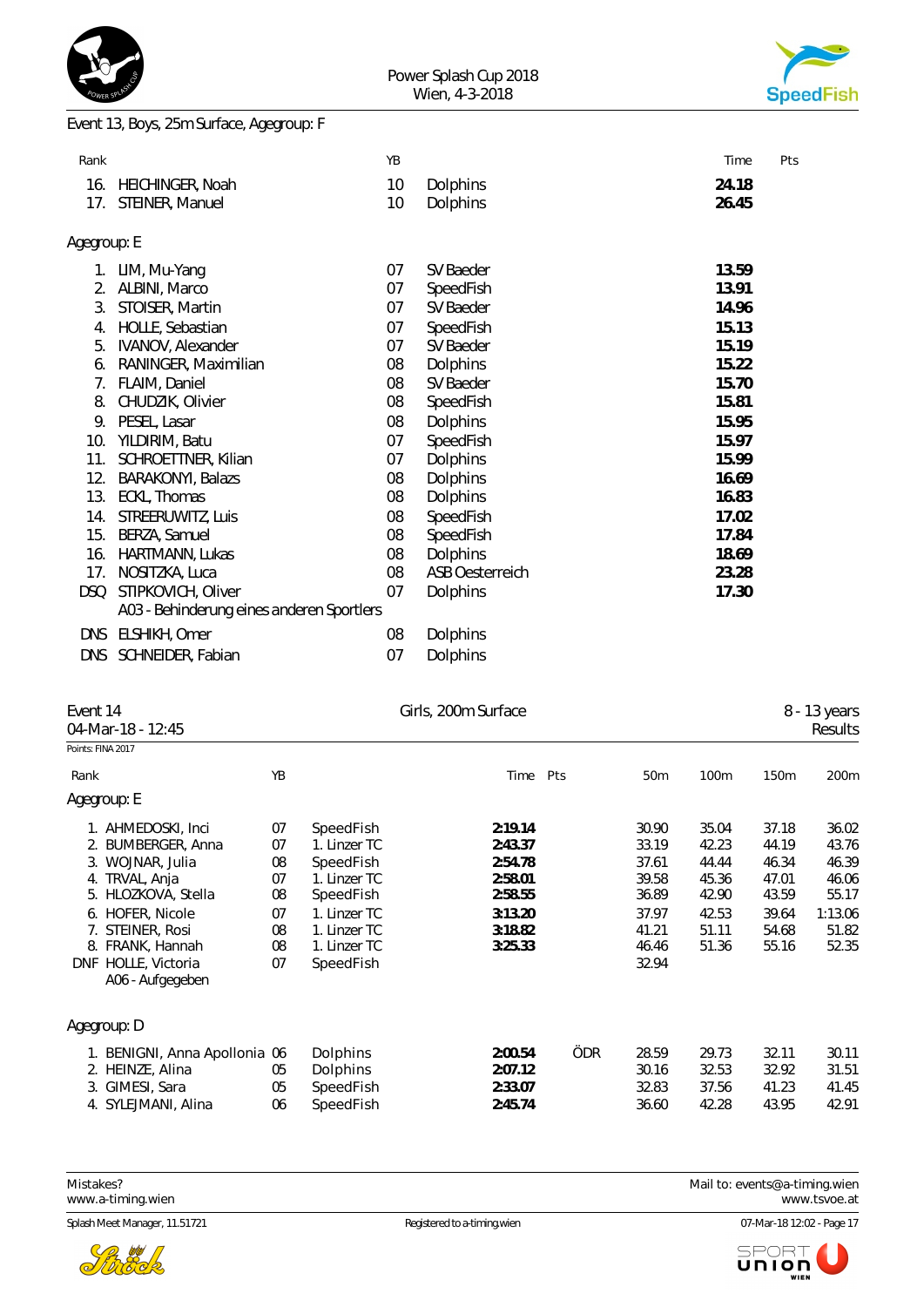Event 13, Boys, 25m Surface, Agegroup: F

| Rank | | YB | | Time | Pts |
|---|---|---|---|---|---|
| 16. | HEICHINGER, Noah | 10 | Dolphins | **24.18** | |
| 17. | STEINER, Manuel | 10 | Dolphins | **26.45** | |

Agegroup: E

| Rank | | YB | | Time | Pts |
|---|---|---|---|---|---|
| 1. | LIM, Mu-Yang | 07 | SV Baeder | **13.59** | |
| 2. | ALBINI, Marco | 07 | SpeedFish | **13.91** | |
| 3. | STOISER, Martin | 07 | SV Baeder | **14.96** | |
| 4. | HOLLE, Sebastian | 07 | SpeedFish | **15.13** | |
| 5. | IVANOV, Alexander | 07 | SV Baeder | **15.19** | |
| 6. | RANINGER, Maximilian | 08 | Dolphins | **15.22** | |
| 7. | FLAIM, Daniel | 08 | SV Baeder | **15.70** | |
| 8. | CHUDZIK, Olivier | 08 | SpeedFish | **15.81** | |
| 9. | PESEL, Lasar | 08 | Dolphins | **15.95** | |
| 10. | YILDIRIM, Batu | 07 | SpeedFish | **15.97** | |
| 11. | SCHROETTNER, Kilian | 07 | Dolphins | **15.99** | |
| 12. | BARAKONYI, Balazs | 08 | Dolphins | **16.69** | |
| 13. | ECKL, Thomas | 08 | Dolphins | **16.83** | |
| 14. | STREERUWITZ, Luis | 08 | SpeedFish | **17.02** | |
| 15. | BERZA, Samuel | 08 | SpeedFish | **17.84** | |
| 16. | HARTMANN, Lukas | 08 | Dolphins | **18.69** | |
| 17. | NOSITZKA, Luca | 08 | ASB Oesterreich | **23.28** | |
| DSQ | STIPKOVICH, Oliver | 07 | Dolphins | **17.30** | |
| | A03 - Behinderung eines anderen Sportlers | | | | |
| DNS | ELSHIKH, Omer | 08 | Dolphins | | |
| DNS | SCHNEIDER, Fabian | 07 | Dolphins | | |

Event 14 — Girls, 200m Surface — 8 - 13 years

04-Mar-18 - 12:45 — Results

Points: FINA 2017

Agegroup: E

| Rank | | YB | | Time | Pts | 50m | 100m | 150m | 200m |
|---|---|---|---|---|---|---|---|---|---|
| 1. | AHMEDOSKI, Inci | 07 | SpeedFish | **2:19.14** | | 30.90 | 35.04 | 37.18 | 36.02 |
| 2. | BUMBERGER, Anna | 07 | 1. Linzer TC | **2:43.37** | | 33.19 | 42.23 | 44.19 | 43.76 |
| 3. | WOJNAR, Julia | 08 | SpeedFish | **2:54.78** | | 37.61 | 44.44 | 46.34 | 46.39 |
| 4. | TRVAL, Anja | 07 | 1. Linzer TC | **2:58.01** | | 39.58 | 45.36 | 47.01 | 46.06 |
| 5. | HLOZKOVA, Stella | 08 | SpeedFish | **2:58.55** | | 36.89 | 42.90 | 43.59 | 55.17 |
| 6. | HOFER, Nicole | 07 | 1. Linzer TC | **3:13.20** | | 37.97 | 42.53 | 39.64 | 1:13.06 |
| 7. | STEINER, Rosi | 08 | 1. Linzer TC | **3:18.82** | | 41.21 | 51.11 | 54.68 | 51.82 |
| 8. | FRANK, Hannah | 08 | 1. Linzer TC | **3:25.33** | | 46.46 | 51.36 | 55.16 | 52.35 |
| DNF | HOLLE, Victoria | 07 | SpeedFish | | | 32.94 | | | |
| | A06 - Aufgegeben | | | | | | | | |

Agegroup: D

| Rank | | YB | | Time | Pts | 50m | 100m | 150m | 200m |
|---|---|---|---|---|---|---|---|---|---|
| 1. | BENIGNI, Anna Apollonia | 06 | Dolphins | **2:00.54** | ÖDR | 28.59 | 29.73 | 32.11 | 30.11 |
| 2. | HEINZE, Alina | 05 | Dolphins | **2:07.12** | | 30.16 | 32.53 | 32.92 | 31.51 |
| 3. | GIMESI, Sara | 05 | SpeedFish | **2:33.07** | | 32.83 | 37.56 | 41.23 | 41.45 |
| 4. | SYLEJMANI, Alina | 06 | SpeedFish | **2:45.74** | | 36.60 | 42.28 | 43.95 | 42.91 |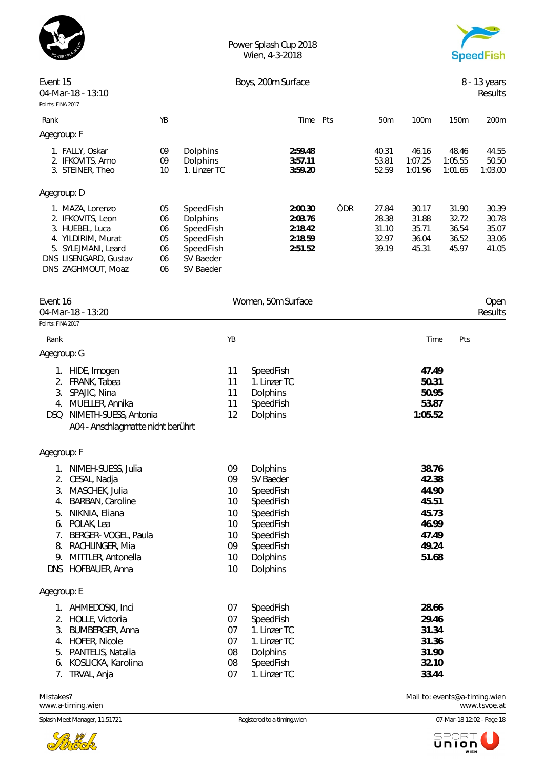Power Splash Cup 2018
Wien, 4-3-2018

## Event 15 — Boys, 200m Surface — 8 - 13 years

04-Mar-18 - 13:10 — Results

Points: FINA 2017

| Rank | Name | YB | Club | Time | Pts | 50m | 100m | 150m | 200m |
|---|---|---|---|---|---|---|---|---|---|
| **Agegroup: F** | | | | | | | | | |
| 1. | FALLY, Oskar | 09 | Dolphins | **2:59.48** | | 40.31 | 46.16 | 48.46 | 44.55 |
| 2. | IFKOVITS, Arno | 09 | Dolphins | **3:57.11** | | 53.81 | 1:07.25 | 1:05.55 | 50.50 |
| 3. | STEINER, Theo | 10 | 1. Linzer TC | **3:59.20** | | 52.59 | 1:01.96 | 1:01.65 | 1:03.00 |
| **Agegroup: D** | | | | | | | | | |
| 1. | MAZA, Lorenzo | 05 | SpeedFish | **2:00.30** | ÖDR | 27.84 | 30.17 | 31.90 | 30.39 |
| 2. | IFKOVITS, Leon | 06 | Dolphins | **2:03.76** | | 28.38 | 31.88 | 32.72 | 30.78 |
| 3. | HUEBEL, Luca | 06 | SpeedFish | **2:18.42** | | 31.10 | 35.71 | 36.54 | 35.07 |
| 4. | YILDIRIM, Murat | 05 | SpeedFish | **2:18.59** | | 32.97 | 36.04 | 36.52 | 33.06 |
| 5. | SYLEJMANI, Leard | 06 | SpeedFish | **2:51.52** | | 39.19 | 45.31 | 45.97 | 41.05 |
| DNS | LISENGARD, Gustav | 06 | SV Baeder | | | | | | |
| DNS | ZAGHMOUT, Moaz | 06 | SV Baeder | | | | | | |

## Event 16 — Women, 50m Surface — Open

04-Mar-18 - 13:20 — Results

Points: FINA 2017

| Rank | Name | YB | Club | Time | Pts |
|---|---|---|---|---|---|
| **Agegroup: G** | | | | | |
| 1. | HIDE, Imogen | 11 | SpeedFish | **47.49** | |
| 2. | FRANK, Tabea | 11 | 1. Linzer TC | **50.31** | |
| 3. | SPAJIC, Nina | 11 | Dolphins | **50.95** | |
| 4. | MUELLER, Annika | 11 | SpeedFish | **53.87** | |
| DSQ | NIMETH-SUESS, Antonia<br>A04 - Anschlagmatte nicht berührt | 12 | Dolphins | **1:05.52** | |
| **Agegroup: F** | | | | | |
| 1. | NIMEH-SUESS, Julia | 09 | Dolphins | **38.76** | |
| 2. | CESAL, Nadja | 09 | SV Baeder | **42.38** | |
| 3. | MASCHEK, Julia | 10 | SpeedFish | **44.90** | |
| 4. | BARBAN, Caroline | 10 | SpeedFish | **45.51** | |
| 5. | NIKNIA, Eliana | 10 | SpeedFish | **45.73** | |
| 6. | POLAK, Lea | 10 | SpeedFish | **46.99** | |
| 7. | BERGER- VOGEL, Paula | 10 | SpeedFish | **47.49** | |
| 8. | RACHLINGER, Mia | 09 | SpeedFish | **49.24** | |
| 9. | MITTLER, Antonella | 10 | Dolphins | **51.68** | |
| DNS | HOFBAUER, Anna | 10 | Dolphins | | |
| **Agegroup: E** | | | | | |
| 1. | AHMEDOSKI, Inci | 07 | SpeedFish | **28.66** | |
| 2. | HOLLE, Victoria | 07 | SpeedFish | **29.46** | |
| 3. | BUMBERGER, Anna | 07 | 1. Linzer TC | **31.34** | |
| 4. | HOFER, Nicole | 07 | 1. Linzer TC | **31.36** | |
| 5. | PANTELIS, Natalia | 08 | Dolphins | **31.90** | |
| 6. | KOSLICKA, Karolina | 08 | SpeedFish | **32.10** | |
| 7. | TRVAL, Anja | 07 | 1. Linzer TC | **33.44** | |

Mistakes? Mail to: events@a-timing.wien
www.a-timing.wien — www.tsvoe.at

Splash Meet Manager, 11.51721 — Registered to a-timing.wien — 07-Mar-18 12:02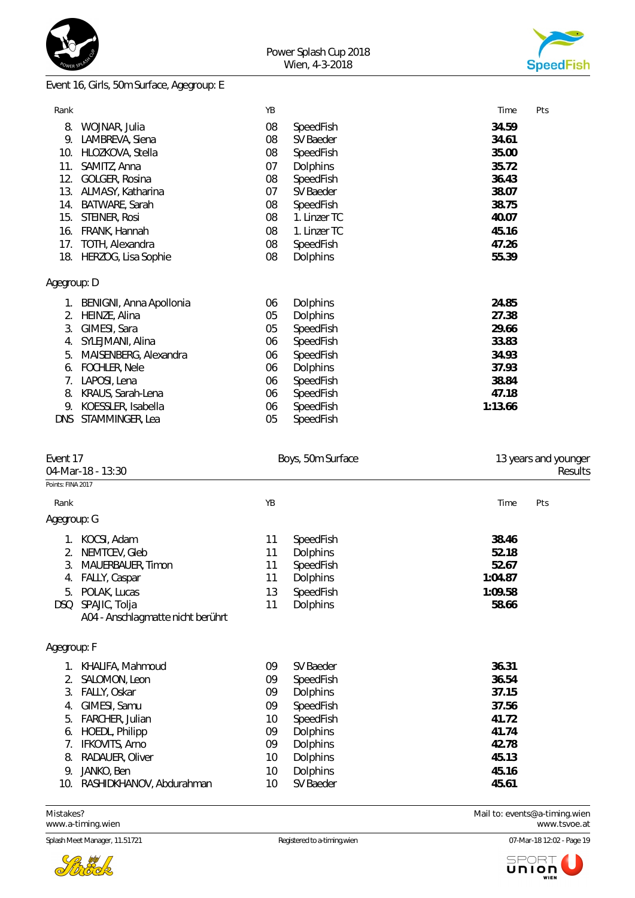Event 16, Girls, 50m Surface, Agegroup: E

| Rank | | YB | | Time | Pts |
|---|---|---|---|---|---|
| 8. | WOJNAR, Julia | 08 | SpeedFish | **34.59** | |
| 9. | LAMBREVA, Siena | 08 | SV Baeder | **34.61** | |
| 10. | HLOZKOVA, Stella | 08 | SpeedFish | **35.00** | |
| 11. | SAMITZ, Anna | 07 | Dolphins | **35.72** | |
| 12. | GOLGER, Rosina | 08 | SpeedFish | **36.43** | |
| 13. | ALMASY, Katharina | 07 | SV Baeder | **38.07** | |
| 14. | BATWARE, Sarah | 08 | SpeedFish | **38.75** | |
| 15. | STEINER, Rosi | 08 | 1. Linzer TC | **40.07** | |
| 16. | FRANK, Hannah | 08 | 1. Linzer TC | **45.16** | |
| 17. | TOTH, Alexandra | 08 | SpeedFish | **47.26** | |
| 18. | HERZOG, Lisa Sophie | 08 | Dolphins | **55.39** | |

Agegroup: D

| Rank | | YB | | Time | Pts |
|---|---|---|---|---|---|
| 1. | BENIGNI, Anna Apollonia | 06 | Dolphins | **24.85** | |
| 2. | HEINZE, Alina | 05 | Dolphins | **27.38** | |
| 3. | GIMESI, Sara | 05 | SpeedFish | **29.66** | |
| 4. | SYLEJMANI, Alina | 06 | SpeedFish | **33.83** | |
| 5. | MAISENBERG, Alexandra | 06 | SpeedFish | **34.93** | |
| 6. | FOCHLER, Nele | 06 | Dolphins | **37.93** | |
| 7. | LAPOSI, Lena | 06 | SpeedFish | **38.84** | |
| 8. | KRAUS, Sarah-Lena | 06 | SpeedFish | **47.18** | |
| 9. | KOESSLER, Isabella | 06 | SpeedFish | **1:13.66** | |
| DNS | STAMMINGER, Lea | 05 | SpeedFish | | |

Event 17 — Boys, 50m Surface — 13 years and younger

04-Mar-18 - 13:30 — Results

Points: FINA 2017

Agegroup: G

| Rank | | YB | | Time | Pts |
|---|---|---|---|---|---|
| 1. | KOCSI, Adam | 11 | SpeedFish | **38.46** | |
| 2. | NEMTCEV, Gleb | 11 | Dolphins | **52.18** | |
| 3. | MAUERBAUER, Timon | 11 | SpeedFish | **52.67** | |
| 4. | FALLY, Caspar | 11 | Dolphins | **1:04.87** | |
| 5. | POLAK, Lucas | 13 | SpeedFish | **1:09.58** | |
| DSQ | SPAJIC, Tolja | 11 | Dolphins | **58.66** | |
| | A04 - Anschlagmatte nicht berührt | | | | |

Agegroup: F

| Rank | | YB | | Time | Pts |
|---|---|---|---|---|---|
| 1. | KHALIFA, Mahmoud | 09 | SV Baeder | **36.31** | |
| 2. | SALOMON, Leon | 09 | SpeedFish | **36.54** | |
| 3. | FALLY, Oskar | 09 | Dolphins | **37.15** | |
| 4. | GIMESI, Samu | 09 | SpeedFish | **37.56** | |
| 5. | FARCHER, Julian | 10 | SpeedFish | **41.72** | |
| 6. | HOEDL, Philipp | 09 | Dolphins | **41.74** | |
| 7. | IFKOVITS, Arno | 09 | Dolphins | **42.78** | |
| 8. | RADAUER, Oliver | 10 | Dolphins | **45.13** | |
| 9. | JANKO, Ben | 10 | Dolphins | **45.16** | |
| 10. | RASHIDKHANOV, Abdurahman | 10 | SV Baeder | **45.61** | |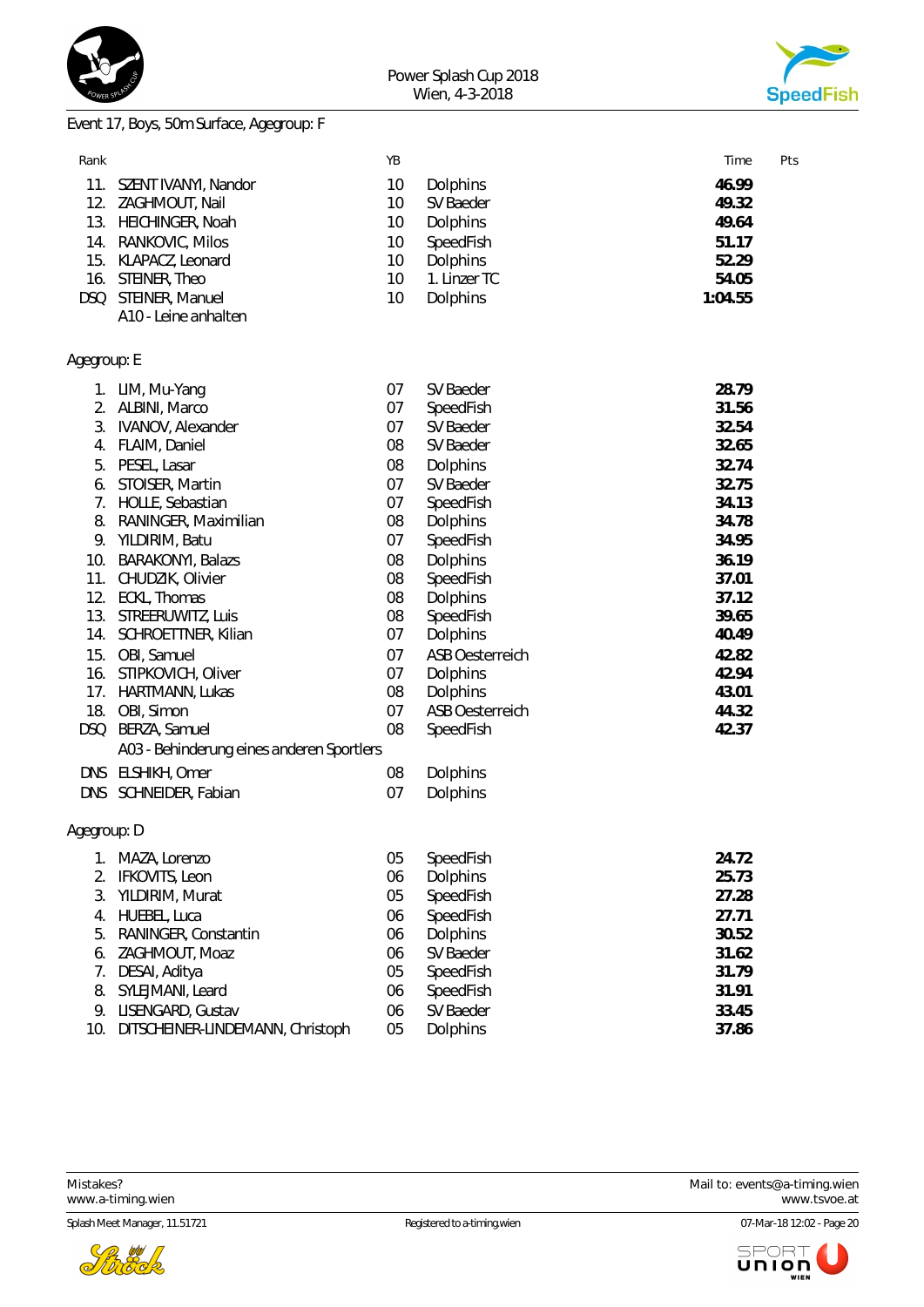Event 17, Boys, 50m Surface, Agegroup: F

| Rank | | YB | | Time | Pts |
|---|---|---|---|---|---|
| 11. | SZENTIVANYI, Nandor | 10 | Dolphins | **46.99** | |
| 12. | ZAGHMOUT, Nail | 10 | SV Baeder | **49.32** | |
| 13. | HEICHINGER, Noah | 10 | Dolphins | **49.64** | |
| 14. | RANKOVIC, Milos | 10 | SpeedFish | **51.17** | |
| 15. | KLAPACZ, Leonard | 10 | Dolphins | **52.29** | |
| 16. | STEINER, Theo | 10 | 1. Linzer TC | **54.05** | |
| DSQ | STEINER, Manuel | 10 | Dolphins | **1:04.55** | |
| | A10 - Leine anhalten | | | | |

Agegroup: E

| Rank | | YB | | Time | Pts |
|---|---|---|---|---|---|
| 1. | LIM, Mu-Yang | 07 | SV Baeder | **28.79** | |
| 2. | ALBINI, Marco | 07 | SpeedFish | **31.56** | |
| 3. | IVANOV, Alexander | 07 | SV Baeder | **32.54** | |
| 4. | FLAIM, Daniel | 08 | SV Baeder | **32.65** | |
| 5. | PESEL, Lasar | 08 | Dolphins | **32.74** | |
| 6. | STOISER, Martin | 07 | SV Baeder | **32.75** | |
| 7. | HOLLE, Sebastian | 07 | SpeedFish | **34.13** | |
| 8. | RANINGER, Maximilian | 08 | Dolphins | **34.78** | |
| 9. | YILDIRIM, Batu | 07 | SpeedFish | **34.95** | |
| 10. | BARAKONYI, Balazs | 08 | Dolphins | **36.19** | |
| 11. | CHUDZIK, Olivier | 08 | SpeedFish | **37.01** | |
| 12. | ECKL, Thomas | 08 | Dolphins | **37.12** | |
| 13. | STREERUWITZ, Luis | 08 | SpeedFish | **39.65** | |
| 14. | SCHROETTNER, Kilian | 07 | Dolphins | **40.49** | |
| 15. | OBI, Samuel | 07 | ASB Oesterreich | **42.82** | |
| 16. | STIPKOVICH, Oliver | 07 | Dolphins | **42.94** | |
| 17. | HARTMANN, Lukas | 08 | Dolphins | **43.01** | |
| 18. | OBI, Simon | 07 | ASB Oesterreich | **44.32** | |
| DSQ | BERZA, Samuel | 08 | SpeedFish | **42.37** | |
| | A03 - Behinderung eines anderen Sportlers | | | | |
| DNS | ELSHIKH, Omer | 08 | Dolphins | | |
| DNS | SCHNEIDER, Fabian | 07 | Dolphins | | |

Agegroup: D

| Rank | | YB | | Time | Pts |
|---|---|---|---|---|---|
| 1. | MAZA, Lorenzo | 05 | SpeedFish | **24.72** | |
| 2. | IFKOVITS, Leon | 06 | Dolphins | **25.73** | |
| 3. | YILDIRIM, Murat | 05 | SpeedFish | **27.28** | |
| 4. | HUEBEL, Luca | 06 | SpeedFish | **27.71** | |
| 5. | RANINGER, Constantin | 06 | Dolphins | **30.52** | |
| 6. | ZAGHMOUT, Moaz | 06 | SV Baeder | **31.62** | |
| 7. | DESAI, Aditya | 05 | SpeedFish | **31.79** | |
| 8. | SYLEJMANI, Leard | 06 | SpeedFish | **31.91** | |
| 9. | LISENGARD, Gustav | 06 | SV Baeder | **33.45** | |
| 10. | DITSCHEINER-LINDEMANN, Christoph | 05 | Dolphins | **37.86** | |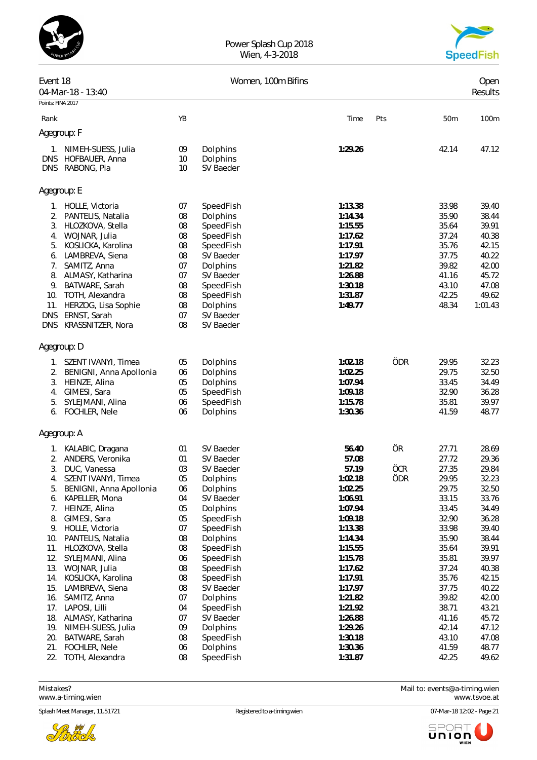Power Splash Cup 2018
Wien, 4-3-2018

Event 18 — Women, 100m Bifins — Open
04-Mar-18 - 13:40 — Results

Points: FINA 2017

| Rank | Name | YB | Club | Time | Pts | 50m | 100m |
|---|---|---|---|---|---|---|---|
| **Agegroup: F** | | | | | | | |
| 1. | NIMEH-SUESS, Julia | 09 | Dolphins | **1:29.26** | | 42.14 | 47.12 |
| DNS | HOFBAUER, Anna | 10 | Dolphins | | | | |
| DNS | RABONG, Pia | 10 | SV Baeder | | | | |
| **Agegroup: E** | | | | | | | |
| 1. | HOLLE, Victoria | 07 | SpeedFish | **1:13.38** | | 33.98 | 39.40 |
| 2. | PANTELIS, Natalia | 08 | Dolphins | **1:14.34** | | 35.90 | 38.44 |
| 3. | HLOZKOVA, Stella | 08 | SpeedFish | **1:15.55** | | 35.64 | 39.91 |
| 4. | WOJNAR, Julia | 08 | SpeedFish | **1:17.62** | | 37.24 | 40.38 |
| 5. | KOSLICKA, Karolina | 08 | SpeedFish | **1:17.91** | | 35.76 | 42.15 |
| 6. | LAMBREVA, Siena | 08 | SV Baeder | **1:17.97** | | 37.75 | 40.22 |
| 7. | SAMITZ, Anna | 07 | Dolphins | **1:21.82** | | 39.82 | 42.00 |
| 8. | ALMASY, Katharina | 07 | SV Baeder | **1:26.88** | | 41.16 | 45.72 |
| 9. | BATWARE, Sarah | 08 | SpeedFish | **1:30.18** | | 43.10 | 47.08 |
| 10. | TOTH, Alexandra | 08 | SpeedFish | **1:31.87** | | 42.25 | 49.62 |
| 11. | HERZOG, Lisa Sophie | 08 | Dolphins | **1:49.77** | | 48.34 | 1:01.43 |
| DNS | ERNST, Sarah | 07 | SV Baeder | | | | |
| DNS | KRASSNITZER, Nora | 08 | SV Baeder | | | | |
| **Agegroup: D** | | | | | | | |
| 1. | SZENT IVANYI, Timea | 05 | Dolphins | **1:02.18** | ÖDR | 29.95 | 32.23 |
| 2. | BENIGNI, Anna Apollonia | 06 | Dolphins | **1:02.25** | | 29.75 | 32.50 |
| 3. | HEINZE, Alina | 05 | Dolphins | **1:07.94** | | 33.45 | 34.49 |
| 4. | GIMESI, Sara | 05 | SpeedFish | **1:09.18** | | 32.90 | 36.28 |
| 5. | SYLEJMANI, Alina | 06 | SpeedFish | **1:15.78** | | 35.81 | 39.97 |
| 6. | FOCHLER, Nele | 06 | Dolphins | **1:30.36** | | 41.59 | 48.77 |
| **Agegroup: A** | | | | | | | |
| 1. | KALABIC, Dragana | 01 | SV Baeder | **56.40** | ÖR | 27.71 | 28.69 |
| 2. | ANDERS, Veronika | 01 | SV Baeder | **57.08** | | 27.72 | 29.36 |
| 3. | DUC, Vanessa | 03 | SV Baeder | **57.19** | ÖCR | 27.35 | 29.84 |
| 4. | SZENT IVANYI, Timea | 05 | Dolphins | **1:02.18** | ÖDR | 29.95 | 32.23 |
| 5. | BENIGNI, Anna Apollonia | 06 | Dolphins | **1:02.25** | | 29.75 | 32.50 |
| 6. | KAPELLER, Mona | 04 | SV Baeder | **1:06.91** | | 33.15 | 33.76 |
| 7. | HEINZE, Alina | 05 | Dolphins | **1:07.94** | | 33.45 | 34.49 |
| 8. | GIMESI, Sara | 05 | SpeedFish | **1:09.18** | | 32.90 | 36.28 |
| 9. | HOLLE, Victoria | 07 | SpeedFish | **1:13.38** | | 33.98 | 39.40 |
| 10. | PANTELIS, Natalia | 08 | Dolphins | **1:14.34** | | 35.90 | 38.44 |
| 11. | HLOZKOVA, Stella | 08 | SpeedFish | **1:15.55** | | 35.64 | 39.91 |
| 12. | SYLEJMANI, Alina | 06 | SpeedFish | **1:15.78** | | 35.81 | 39.97 |
| 13. | WOJNAR, Julia | 08 | SpeedFish | **1:17.62** | | 37.24 | 40.38 |
| 14. | KOSLICKA, Karolina | 08 | SpeedFish | **1:17.91** | | 35.76 | 42.15 |
| 15. | LAMBREVA, Siena | 08 | SV Baeder | **1:17.97** | | 37.75 | 40.22 |
| 16. | SAMITZ, Anna | 07 | Dolphins | **1:21.82** | | 39.82 | 42.00 |
| 17. | LAPOSI, Lilli | 04 | SpeedFish | **1:21.92** | | 38.71 | 43.21 |
| 18. | ALMASY, Katharina | 07 | SV Baeder | **1:26.88** | | 41.16 | 45.72 |
| 19. | NIMEH-SUESS, Julia | 09 | Dolphins | **1:29.26** | | 42.14 | 47.12 |
| 20. | BATWARE, Sarah | 08 | SpeedFish | **1:30.18** | | 43.10 | 47.08 |
| 21. | FOCHLER, Nele | 06 | Dolphins | **1:30.36** | | 41.59 | 48.77 |
| 22. | TOTH, Alexandra | 08 | SpeedFish | **1:31.87** | | 42.25 | 49.62 |

Mistakes? www.a-timing.wien — Mail to: events@a-timing.wien — www.tsvoe.at

Splash Meet Manager, 11.51721 — Registered to a-timing.wien — 07-Mar-18 12:02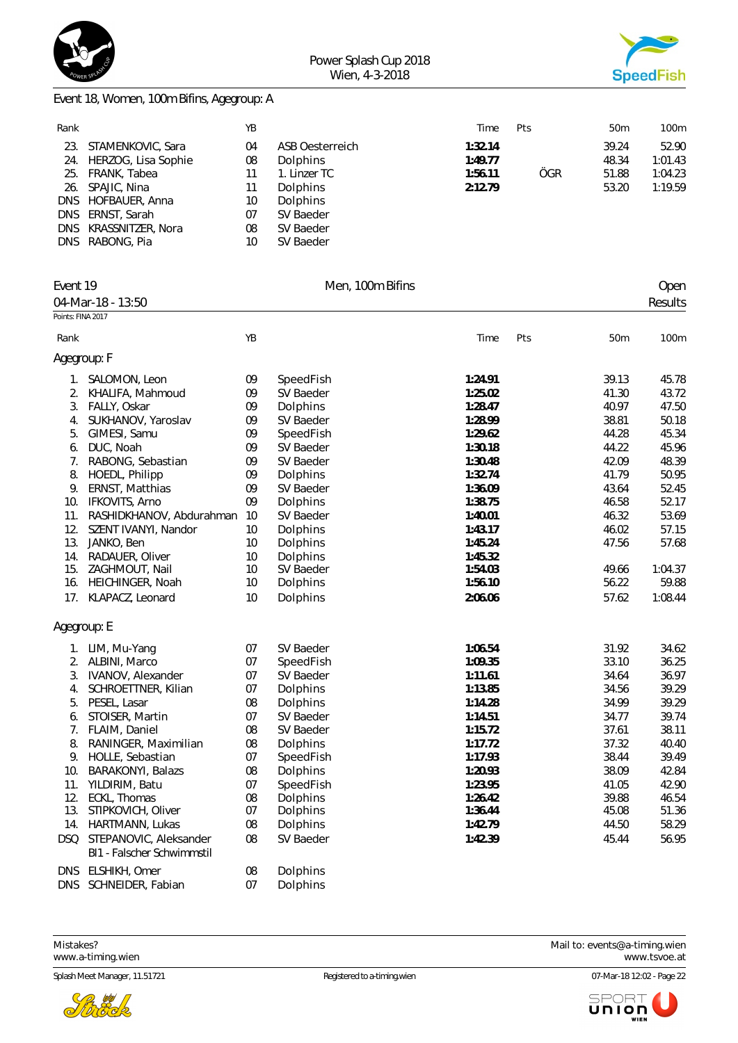### Event 18, Women, 100m Bifins, Agegroup: A

| Rank | | YB | | Time | Pts | 50m | 100m |
|---|---|---|---|---|---|---|---|
| 23. | STAMENKOVIC, Sara | 04 | ASB Oesterreich | **1:32.14** | | 39.24 | 52.90 |
| 24. | HERZOG, Lisa Sophie | 08 | Dolphins | **1:49.77** | | 48.34 | 1:01.43 |
| 25. | FRANK, Tabea | 11 | 1. Linzer TC | **1:56.11** | ÖGR | 51.88 | 1:04.23 |
| 26. | SPAJIC, Nina | 11 | Dolphins | **2:12.79** | | 53.20 | 1:19.59 |
| DNS | HOFBAUER, Anna | 10 | Dolphins | | | | |
| DNS | ERNST, Sarah | 07 | SV Baeder | | | | |
| DNS | KRASSNITZER, Nora | 08 | SV Baeder | | | | |
| DNS | RABONG, Pia | 10 | SV Baeder | | | | |

## Event 19 — Men, 100m Bifins — Open

04-Mar-18 - 13:50 — Results

Points: FINA 2017

### Agegroup: F

| Rank | | YB | | Time | Pts | 50m | 100m |
|---|---|---|---|---|---|---|---|
| 1. | SALOMON, Leon | 09 | SpeedFish | **1:24.91** | | 39.13 | 45.78 |
| 2. | KHALIFA, Mahmoud | 09 | SV Baeder | **1:25.02** | | 41.30 | 43.72 |
| 3. | FALLY, Oskar | 09 | Dolphins | **1:28.47** | | 40.97 | 47.50 |
| 4. | SUKHANOV, Yaroslav | 09 | SV Baeder | **1:28.99** | | 38.81 | 50.18 |
| 5. | GIMESI, Samu | 09 | SpeedFish | **1:29.62** | | 44.28 | 45.34 |
| 6. | DUC, Noah | 09 | SV Baeder | **1:30.18** | | 44.22 | 45.96 |
| 7. | RABONG, Sebastian | 09 | SV Baeder | **1:30.48** | | 42.09 | 48.39 |
| 8. | HOEDL, Philipp | 09 | Dolphins | **1:32.74** | | 41.79 | 50.95 |
| 9. | ERNST, Matthias | 09 | SV Baeder | **1:36.09** | | 43.64 | 52.45 |
| 10. | IFKOVITS, Arno | 09 | Dolphins | **1:38.75** | | 46.58 | 52.17 |
| 11. | RASHIDKHANOV, Abdurahman | 10 | SV Baeder | **1:40.01** | | 46.32 | 53.69 |
| 12. | SZENT IVANYI, Nandor | 10 | Dolphins | **1:43.17** | | 46.02 | 57.15 |
| 13. | JANKO, Ben | 10 | Dolphins | **1:45.24** | | 47.56 | 57.68 |
| 14. | RADAUER, Oliver | 10 | Dolphins | **1:45.32** | | | |
| 15. | ZAGHMOUT, Nail | 10 | SV Baeder | **1:54.03** | | 49.66 | 1:04.37 |
| 16. | HEICHINGER, Noah | 10 | Dolphins | **1:56.10** | | 56.22 | 59.88 |
| 17. | KLAPACZ, Leonard | 10 | Dolphins | **2:06.06** | | 57.62 | 1:08.44 |

### Agegroup: E

| Rank | | YB | | Time | Pts | 50m | 100m |
|---|---|---|---|---|---|---|---|
| 1. | LIM, Mu-Yang | 07 | SV Baeder | **1:06.54** | | 31.92 | 34.62 |
| 2. | ALBINI, Marco | 07 | SpeedFish | **1:09.35** | | 33.10 | 36.25 |
| 3. | IVANOV, Alexander | 07 | SV Baeder | **1:11.61** | | 34.64 | 36.97 |
| 4. | SCHROETTNER, Kilian | 07 | Dolphins | **1:13.85** | | 34.56 | 39.29 |
| 5. | PESEL, Lasar | 08 | Dolphins | **1:14.28** | | 34.99 | 39.29 |
| 6. | STOISER, Martin | 07 | SV Baeder | **1:14.51** | | 34.77 | 39.74 |
| 7. | FLAIM, Daniel | 08 | SV Baeder | **1:15.72** | | 37.61 | 38.11 |
| 8. | RANINGER, Maximilian | 08 | Dolphins | **1:17.72** | | 37.32 | 40.40 |
| 9. | HOLLE, Sebastian | 07 | SpeedFish | **1:17.93** | | 38.44 | 39.49 |
| 10. | BARAKONYI, Balazs | 08 | Dolphins | **1:20.93** | | 38.09 | 42.84 |
| 11. | YILDIRIM, Batu | 07 | SpeedFish | **1:23.95** | | 41.05 | 42.90 |
| 12. | ECKL, Thomas | 08 | Dolphins | **1:26.42** | | 39.88 | 46.54 |
| 13. | STIPKOVICH, Oliver | 07 | Dolphins | **1:36.44** | | 45.08 | 51.36 |
| 14. | HARTMANN, Lukas | 08 | Dolphins | **1:42.79** | | 44.50 | 58.29 |
| DSQ | STEPANOVIC, Aleksander<br>BI1 - Falscher Schwimmstil | 08 | SV Baeder | **1:42.39** | | 45.44 | 56.95 |
| DNS | ELSHIKH, Omer | 08 | Dolphins | | | | |
| DNS | SCHNEIDER, Fabian | 07 | Dolphins | | | | |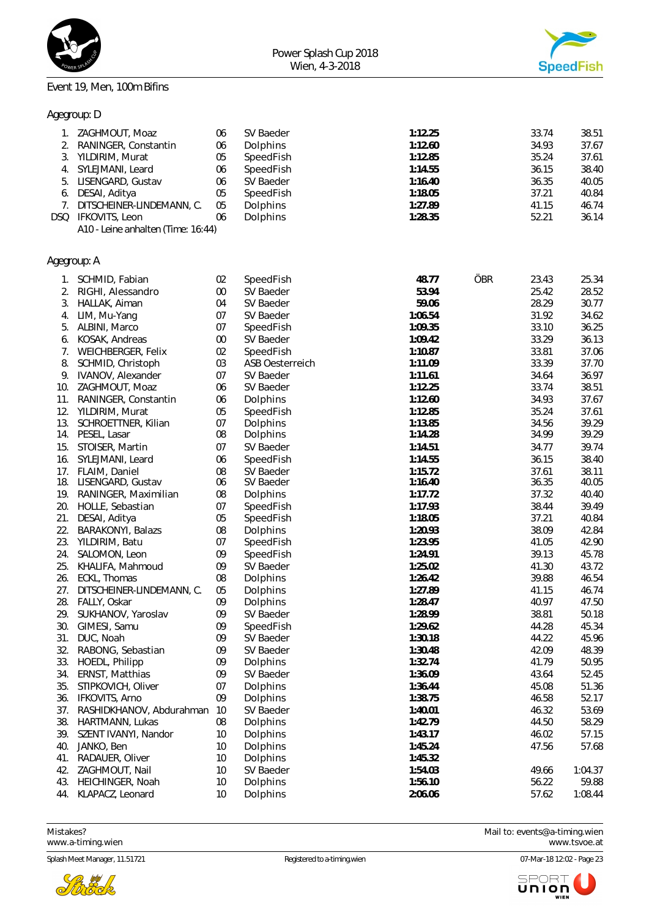Power Splash Cup 2018
Wien, 4-3-2018

## Event 19, Men, 100m Bifins

### Agegroup: D

| | | | | | | | |
|---|---|---|---|---|---|---|---|
| 1. | ZAGHMOUT, Moaz | 06 | SV Baeder | **1:12.25** | | 33.74 | 38.51 |
| 2. | RANINGER, Constantin | 06 | Dolphins | **1:12.60** | | 34.93 | 37.67 |
| 3. | YILDIRIM, Murat | 05 | SpeedFish | **1:12.85** | | 35.24 | 37.61 |
| 4. | SYLEJMANI, Leard | 06 | SpeedFish | **1:14.55** | | 36.15 | 38.40 |
| 5. | LISENGARD, Gustav | 06 | SV Baeder | **1:16.40** | | 36.35 | 40.05 |
| 6. | DESAI, Aditya | 05 | SpeedFish | **1:18.05** | | 37.21 | 40.84 |
| 7. | DITSCHEINER-LINDEMANN, C. | 05 | Dolphins | **1:27.89** | | 41.15 | 46.74 |
| DSQ | IFKOVITS, Leon | 06 | Dolphins | **1:28.35** | | 52.21 | 36.14 |
| | A10 - Leine anhalten (Time: 16:44) | | | | | | |

### Agegroup: A

| | | | | | | | |
|---|---|---|---|---|---|---|---|
| 1. | SCHMID, Fabian | 02 | SpeedFish | **48.77** | ÖBR | 23.43 | 25.34 |
| 2. | RIGHI, Alessandro | 00 | SV Baeder | **53.94** | | 25.42 | 28.52 |
| 3. | HALLAK, Aiman | 04 | SV Baeder | **59.06** | | 28.29 | 30.77 |
| 4. | LIM, Mu-Yang | 07 | SV Baeder | **1:06.54** | | 31.92 | 34.62 |
| 5. | ALBINI, Marco | 07 | SpeedFish | **1:09.35** | | 33.10 | 36.25 |
| 6. | KOSAK, Andreas | 00 | SV Baeder | **1:09.42** | | 33.29 | 36.13 |
| 7. | WEICHBERGER, Felix | 02 | SpeedFish | **1:10.87** | | 33.81 | 37.06 |
| 8. | SCHMID, Christoph | 03 | ASB Oesterreich | **1:11.09** | | 33.39 | 37.70 |
| 9. | IVANOV, Alexander | 07 | SV Baeder | **1:11.61** | | 34.64 | 36.97 |
| 10. | ZAGHMOUT, Moaz | 06 | SV Baeder | **1:12.25** | | 33.74 | 38.51 |
| 11. | RANINGER, Constantin | 06 | Dolphins | **1:12.60** | | 34.93 | 37.67 |
| 12. | YILDIRIM, Murat | 05 | SpeedFish | **1:12.85** | | 35.24 | 37.61 |
| 13. | SCHROETTNER, Kilian | 07 | Dolphins | **1:13.85** | | 34.56 | 39.29 |
| 14. | PESEL, Lasar | 08 | Dolphins | **1:14.28** | | 34.99 | 39.29 |
| 15. | STOISER, Martin | 07 | SV Baeder | **1:14.51** | | 34.77 | 39.74 |
| 16. | SYLEJMANI, Leard | 06 | SpeedFish | **1:14.55** | | 36.15 | 38.40 |
| 17. | FLAIM, Daniel | 08 | SV Baeder | **1:15.72** | | 37.61 | 38.11 |
| 18. | LISENGARD, Gustav | 06 | SV Baeder | **1:16.40** | | 36.35 | 40.05 |
| 19. | RANINGER, Maximilian | 08 | Dolphins | **1:17.72** | | 37.32 | 40.40 |
| 20. | HOLLE, Sebastian | 07 | SpeedFish | **1:17.93** | | 38.44 | 39.49 |
| 21. | DESAI, Aditya | 05 | SpeedFish | **1:18.05** | | 37.21 | 40.84 |
| 22. | BARAKONYI, Balazs | 08 | Dolphins | **1:20.93** | | 38.09 | 42.84 |
| 23. | YILDIRIM, Batu | 07 | SpeedFish | **1:23.95** | | 41.05 | 42.90 |
| 24. | SALOMON, Leon | 09 | SpeedFish | **1:24.91** | | 39.13 | 45.78 |
| 25. | KHALIFA, Mahmoud | 09 | SV Baeder | **1:25.02** | | 41.30 | 43.72 |
| 26. | ECKL, Thomas | 08 | Dolphins | **1:26.42** | | 39.88 | 46.54 |
| 27. | DITSCHEINER-LINDEMANN, C. | 05 | Dolphins | **1:27.89** | | 41.15 | 46.74 |
| 28. | FALLY, Oskar | 09 | Dolphins | **1:28.47** | | 40.97 | 47.50 |
| 29. | SUKHANOV, Yaroslav | 09 | SV Baeder | **1:28.99** | | 38.81 | 50.18 |
| 30. | GIMESI, Samu | 09 | SpeedFish | **1:29.62** | | 44.28 | 45.34 |
| 31. | DUC, Noah | 09 | SV Baeder | **1:30.18** | | 44.22 | 45.96 |
| 32. | RABONG, Sebastian | 09 | SV Baeder | **1:30.48** | | 42.09 | 48.39 |
| 33. | HOEDL, Philipp | 09 | Dolphins | **1:32.74** | | 41.79 | 50.95 |
| 34. | ERNST, Matthias | 09 | SV Baeder | **1:36.09** | | 43.64 | 52.45 |
| 35. | STIPKOVICH, Oliver | 07 | Dolphins | **1:36.44** | | 45.08 | 51.36 |
| 36. | IFKOVITS, Arno | 09 | Dolphins | **1:38.75** | | 46.58 | 52.17 |
| 37. | RASHIDKHANOV, Abdurahman | 10 | SV Baeder | **1:40.01** | | 46.32 | 53.69 |
| 38. | HARTMANN, Lukas | 08 | Dolphins | **1:42.79** | | 44.50 | 58.29 |
| 39. | SZENT IVANYI, Nandor | 10 | Dolphins | **1:43.17** | | 46.02 | 57.15 |
| 40. | JANKO, Ben | 10 | Dolphins | **1:45.24** | | 47.56 | 57.68 |
| 41. | RADAUER, Oliver | 10 | Dolphins | **1:45.32** | | | |
| 42. | ZAGHMOUT, Nail | 10 | SV Baeder | **1:54.03** | | 49.66 | 1:04.37 |
| 43. | HEICHINGER, Noah | 10 | Dolphins | **1:56.10** | | 56.22 | 59.88 |
| 44. | KLAPACZ, Leonard | 10 | Dolphins | **2:06.06** | | 57.62 | 1:08.44 |

Mistakes?
www.a-timing.wien

Mail to: events@a-timing.wien
www.tsvoe.at

Splash Meet Manager, 11.51721 — Registered to a-timing.wien — 07-Mar-18 12:02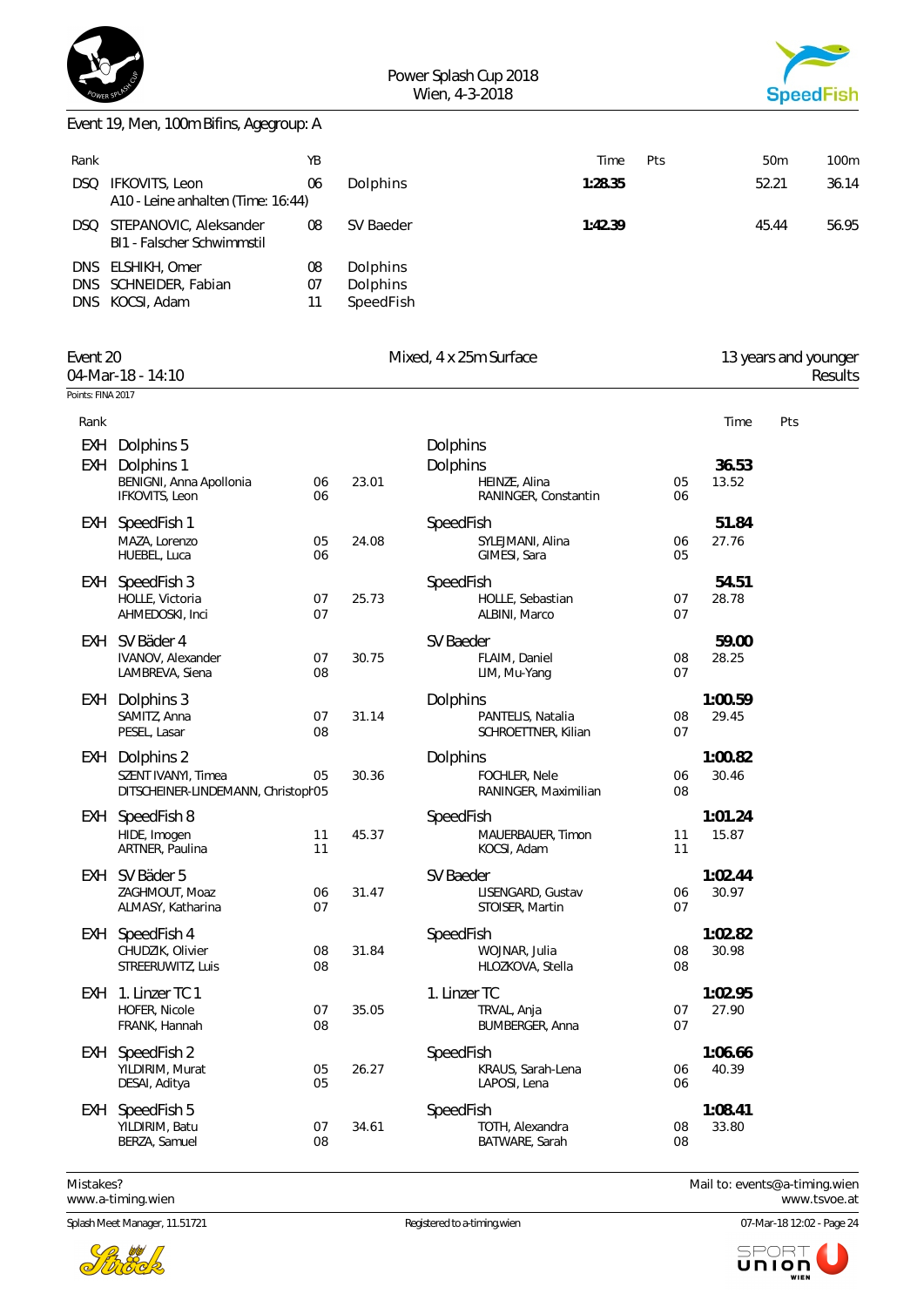Power Splash Cup 2018
Wien, 4-3-2018

## Event 19, Men, 100m Bifins, Agegroup: A

| Rank | | YB | | Time | Pts | 50m | 100m |
|---|---|---|---|---|---|---|---|
| DSQ | IFKOVITS, Leon<br>A10 - Leine anhalten (Time: 16:44) | 06 | Dolphins | **1:28.35** | | 52.21 | 36.14 |
| DSQ | STEPANOVIC, Aleksander<br>BI1 - Falscher Schwimmstil | 08 | SV Baeder | **1:42.39** | | 45.44 | 56.95 |
| DNS | ELSHIKH, Omer | 08 | Dolphins | | | | |
| DNS | SCHNEIDER, Fabian | 07 | Dolphins | | | | |
| DNS | KOCSI, Adam | 11 | SpeedFish | | | | |

## Event 20 — Mixed, 4 x 25m Surface — 13 years and younger

04-Mar-18 - 14:10 — Results

Points: FINA 2017

| Rank | Team | | | | Club | | | Time | Pts |
|---|---|---|---|---|---|---|---|---|---|
| EXH | Dolphins 5 | | | | Dolphins | | | | |
| EXH | Dolphins 1 | | | | Dolphins | | | **36.53** | |
| | BENIGNI, Anna Apollonia | 06 | 23.01 | | HEINZE, Alina | 05 | 13.52 | | |
| | IFKOVITS, Leon | 06 | | | RANINGER, Constantin | 06 | | | |
| EXH | SpeedFish 1 | | | | SpeedFish | | | **51.84** | |
| | MAZA, Lorenzo | 05 | 24.08 | | SYLEJMANI, Alina | 06 | 27.76 | | |
| | HUEBEL, Luca | 06 | | | GIMESI, Sara | 05 | | | |
| EXH | SpeedFish 3 | | | | SpeedFish | | | **54.51** | |
| | HOLLE, Victoria | 07 | 25.73 | | HOLLE, Sebastian | 07 | 28.78 | | |
| | AHMEDOSKI, Inci | 07 | | | ALBINI, Marco | 07 | | | |
| EXH | SV Bäder 4 | | | | SV Baeder | | | **59.00** | |
| | IVANOV, Alexander | 07 | 30.75 | | FLAIM, Daniel | 08 | 28.25 | | |
| | LAMBREVA, Siena | 08 | | | LIM, Mu-Yang | 07 | | | |
| EXH | Dolphins 3 | | | | Dolphins | | | **1:00.59** | |
| | SAMITZ, Anna | 07 | 31.14 | | PANTELIS, Natalia | 08 | 29.45 | | |
| | PESEL, Lasar | 08 | | | SCHROETTNER, Kilian | 07 | | | |
| EXH | Dolphins 2 | | | | Dolphins | | | **1:00.82** | |
| | SZENTIVANYI, Timea | 05 | 30.36 | | FOCHLER, Nele | 06 | 30.46 | | |
| | DITSCHEINER-LINDEMANN, Christoph | 05 | | | RANINGER, Maximilian | 08 | | | |
| EXH | SpeedFish 8 | | | | SpeedFish | | | **1:01.24** | |
| | HIDE, Imogen | 11 | 45.37 | | MAUERBAUER, Timon | 11 | 15.87 | | |
| | ARTNER, Paulina | 11 | | | KOCSI, Adam | 11 | | | |
| EXH | SV Bäder 5 | | | | SV Baeder | | | **1:02.44** | |
| | ZAGHMOUT, Moaz | 06 | 31.47 | | LISENGARD, Gustav | 06 | 30.97 | | |
| | ALMASY, Katharina | 07 | | | STOISER, Martin | 07 | | | |
| EXH | SpeedFish 4 | | | | SpeedFish | | | **1:02.82** | |
| | CHUDZIK, Olivier | 08 | 31.84 | | WOJNAR, Julia | 08 | 30.98 | | |
| | STREERUWITZ, Luis | 08 | | | HLOZKOVA, Stella | 08 | | | |
| EXH | 1. Linzer TC 1 | | | | 1. Linzer TC | | | **1:02.95** | |
| | HOFER, Nicole | 07 | 35.05 | | TRVAL, Anja | 07 | 27.90 | | |
| | FRANK, Hannah | 08 | | | BUMBERGER, Anna | 07 | | | |
| EXH | SpeedFish 2 | | | | SpeedFish | | | **1:06.66** | |
| | YILDIRIM, Murat | 05 | 26.27 | | KRAUS, Sarah-Lena | 06 | 40.39 | | |
| | DESAI, Aditya | 05 | | | LAPOSI, Lena | 06 | | | |
| EXH | SpeedFish 5 | | | | SpeedFish | | | **1:08.41** | |
| | YILDIRIM, Batu | 07 | 34.61 | | TOTH, Alexandra | 08 | 33.80 | | |
| | BERZA, Samuel | 08 | | | BATWARE, Sarah | 08 | | | |

Mistakes? Mail to: events@a-timing.wien
www.a-timing.wien — www.tsvoe.at

Splash Meet Manager, 11.51721 — Registered to a-timing.wien — 07-Mar-18 12:02 - Page 24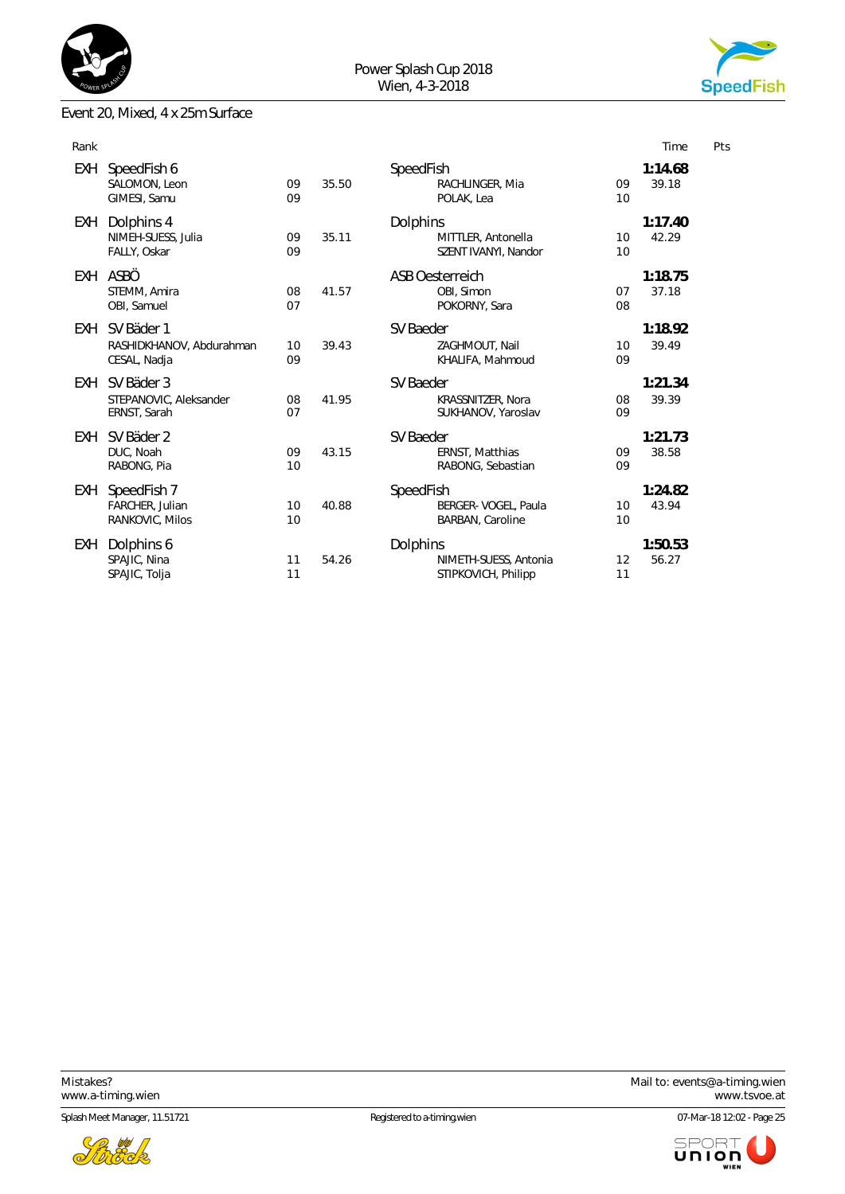Power Splash Cup 2018
Wien, 4-3-2018

## Event 20, Mixed, 4 x 25m Surface

| Rank | | | | | | | Time | Pts |
|---|---|---|---|---|---|---|---|---|
| EXH | SpeedFish 6 | | | SpeedFish | | | **1:14.68** | |
| | SALOMON, Leon | 09 | 35.50 | RACHLINGER, Mia | 09 | | 39.18 | |
| | GIMESI, Samu | 09 | | POLAK, Lea | 10 | | | |
| EXH | Dolphins 4 | | | Dolphins | | | **1:17.40** | |
| | NIMEH-SUESS, Julia | 09 | 35.11 | MITTLER, Antonella | 10 | | 42.29 | |
| | FALLY, Oskar | 09 | | SZENTIVANYI, Nandor | 10 | | | |
| EXH | ASBÖ | | | ASB Oesterreich | | | **1:18.75** | |
| | STEMM, Amira | 08 | 41.57 | OBI, Simon | 07 | | 37.18 | |
| | OBI, Samuel | 07 | | POKORNY, Sara | 08 | | | |
| EXH | SV Bäder 1 | | | SV Baeder | | | **1:18.92** | |
| | RASHIDKHANOV, Abdurahman | 10 | 39.43 | ZAGHMOUT, Nail | 10 | | 39.49 | |
| | CESAL, Nadja | 09 | | KHALIFA, Mahmoud | 09 | | | |
| EXH | SV Bäder 3 | | | SV Baeder | | | **1:21.34** | |
| | STEPANOVIC, Aleksander | 08 | 41.95 | KRASSNITZER, Nora | 08 | | 39.39 | |
| | ERNST, Sarah | 07 | | SUKHANOV, Yaroslav | 09 | | | |
| EXH | SV Bäder 2 | | | SV Baeder | | | **1:21.73** | |
| | DUC, Noah | 09 | 43.15 | ERNST, Matthias | 09 | | 38.58 | |
| | RABONG, Pia | 10 | | RABONG, Sebastian | 09 | | | |
| EXH | SpeedFish 7 | | | SpeedFish | | | **1:24.82** | |
| | FARCHER, Julian | 10 | 40.88 | BERGER- VOGEL, Paula | 10 | | 43.94 | |
| | RANKOVIC, Milos | 10 | | BARBAN, Caroline | 10 | | | |
| EXH | Dolphins 6 | | | Dolphins | | | **1:50.53** | |
| | SPAJIC, Nina | 11 | 54.26 | NIMETH-SUESS, Antonia | 12 | | 56.27 | |
| | SPAJIC, Tolja | 11 | | STIPKOVICH, Philipp | 11 | | | |

Mistakes?
www.a-timing.wien

Mail to: events@a-timing.wien
www.tsvoe.at

Splash Meet Manager, 11.51721 — Registered to a-timing.wien — 07-Mar-18 12:02